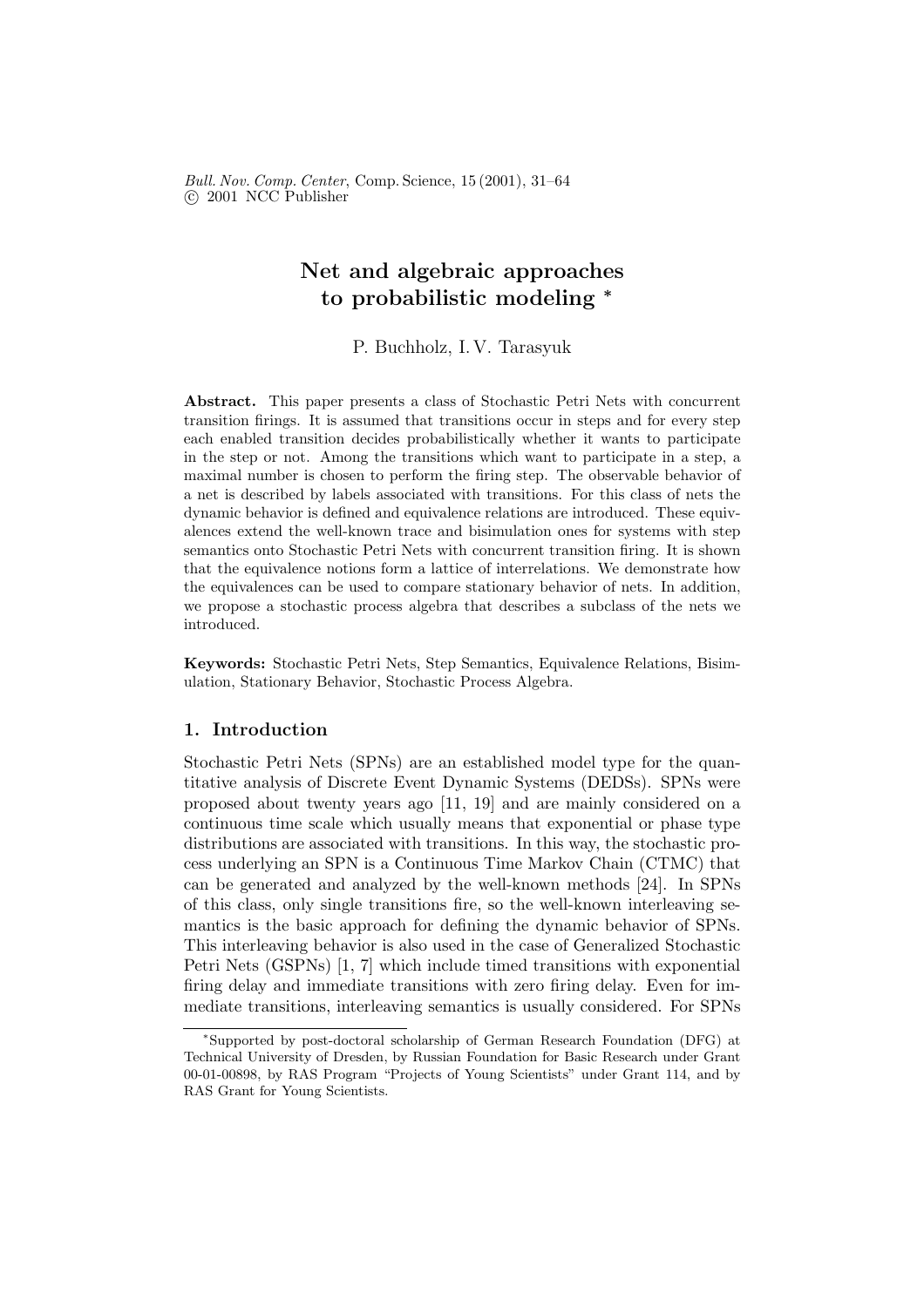# Net and algebraic approaches to probabilistic modeling *

P. Buchholz, I. V. Tarasyuk

**Abstract.** This paper presents a class of Stochastic Petri Nets with concurrent transition firings. It is assumed that transitions occur in steps and for every step each enabled transition decides probabilistically whether it wants to participate in the step or not. Among the transitions which want to participate in a step, a maximal number is chosen to perform the firing step. The observable behavior of a net is described by labels associated with transitions. For this class of nets the dynamic behavior is defined and equivalence relations are introduced. These equivalences extend the well-known trace and bisimulation ones for systems with step semantics onto Stochastic Petri Nets with concurrent transition firing. It is shown that the equivalence notions form a lattice of interrelations. We demonstrate how the equivalences can be used to compare stationary behavior of nets. In addition, we propose a stochastic process algebra that describes a subclass of the nets we introduced.

**Keywords:** Stochastic Petri Nets, Step Semantics, Equivalence Relations, Bisimulation, Stationary Behavior, Stochastic Process Algebra.

## 1. Introduction

Stochastic Petri Nets (SPNs) are an established model type for the quantitative analysis of Discrete Event Dynamic Systems (DEDSs). SPNs were proposed about twenty years ago [11, 19] and are mainly considered on a continuous time scale which usually means that exponential or phase type distributions are associated with transitions. In this way, the stochastic process underlying an SPN is a Continuous Time Markov Chain (CTMC) that can be generated and analyzed by the well-known methods [24]. In SPNs of this class, only single transitions fire, so the well-known interleaving semantics is the basic approach for defining the dynamic behavior of SPNs. This interleaving behavior is also used in the case of Generalized Stochastic Petri Nets (GSPNs) [1, 7] which include timed transitions with exponential firing delay and immediate transitions with zero firing delay. Even for immediate transitions, interleaving semantics is usually considered. For SPNs

*Supported by post-doctoral scholarship of German Research Foundation (DFG) at Technical University of Dresden, by Russian Foundation for Basic Research under Grant 00-01-00898, by RAS Program "Projects of Young Scientists" under Grant 114, and by RAS Grant for Young Scientists.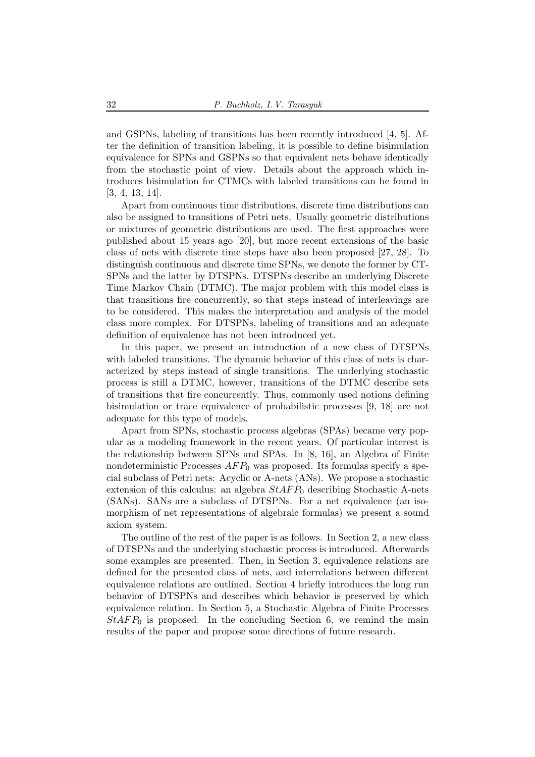and GSPNs, labeling of transitions has been recently introduced [4, 5]. After the definition of transition labeling, it is possible to define bisimulation equivalence for SPNs and GSPNs so that equivalent nets behave identically from the stochastic point of view. Details about the approach which introduces bisimulation for CTMCs with labeled transitions can be found in [3, 4, 13, 14].

Apart from continuous time distributions, discrete time distributions can also be assigned to transitions of Petri nets. Usually geometric distributions or mixtures of geometric distributions are used. The first approaches were published about 15 years ago [20], but more recent extensions of the basic class of nets with discrete time steps have also been proposed [27, 28]. To distinguish continuous and discrete time SPNs, we denote the former by CT-SPNs and the latter by DTSPNs. DTSPNs describe an underlying Discrete Time Markov Chain (DTMC). The major problem with this model class is that transitions fire concurrently, so that steps instead of interleavings are to be considered. This makes the interpretation and analysis of the model class more complex. For DTSPNs, labeling of transitions and an adequate definition of equivalence has not been introduced yet.

In this paper, we present an introduction of a new class of DTSPNs with labeled transitions. The dynamic behavior of this class of nets is characterized by steps instead of single transitions. The underlying stochastic process is still a DTMC, however, transitions of the DTMC describe sets of transitions that fire concurrently. Thus, commonly used notions defining bisimulation or trace equivalence of probabilistic processes [9, 18] are not adequate for this type of models.

Apart from SPNs, stochastic process algebras (SPAs) became very popular as a modeling framework in the recent years. Of particular interest is the relationship between SPNs and SPAs. In [8, 16], an Algebra of Finite nondeterministic Processes $AFP_0$ was proposed. Its formulas specify a special subclass of Petri nets: Acyclic or A-nets (ANs). We propose a stochastic extension of this calculus: an algebra $StAFP_0$ describing Stochastic A-nets (SANs). SANs are a subclass of DTSPNs. For a net equivalence (an isomorphism of net representations of algebraic formulas) we present a sound axiom system.

The outline of the rest of the paper is as follows. In Section 2, a new class of DTSPNs and the underlying stochastic process is introduced. Afterwards some examples are presented. Then, in Section 3, equivalence relations are defined for the presented class of nets, and interrelations between different equivalence relations are outlined. Section 4 briefly introduces the long run behavior of DTSPNs and describes which behavior is preserved by which equivalence relation. In Section 5, a Stochastic Algebra of Finite Processes $StAFP_0$ is proposed. In the concluding Section 6, we remind the main results of the paper and propose some directions of future research.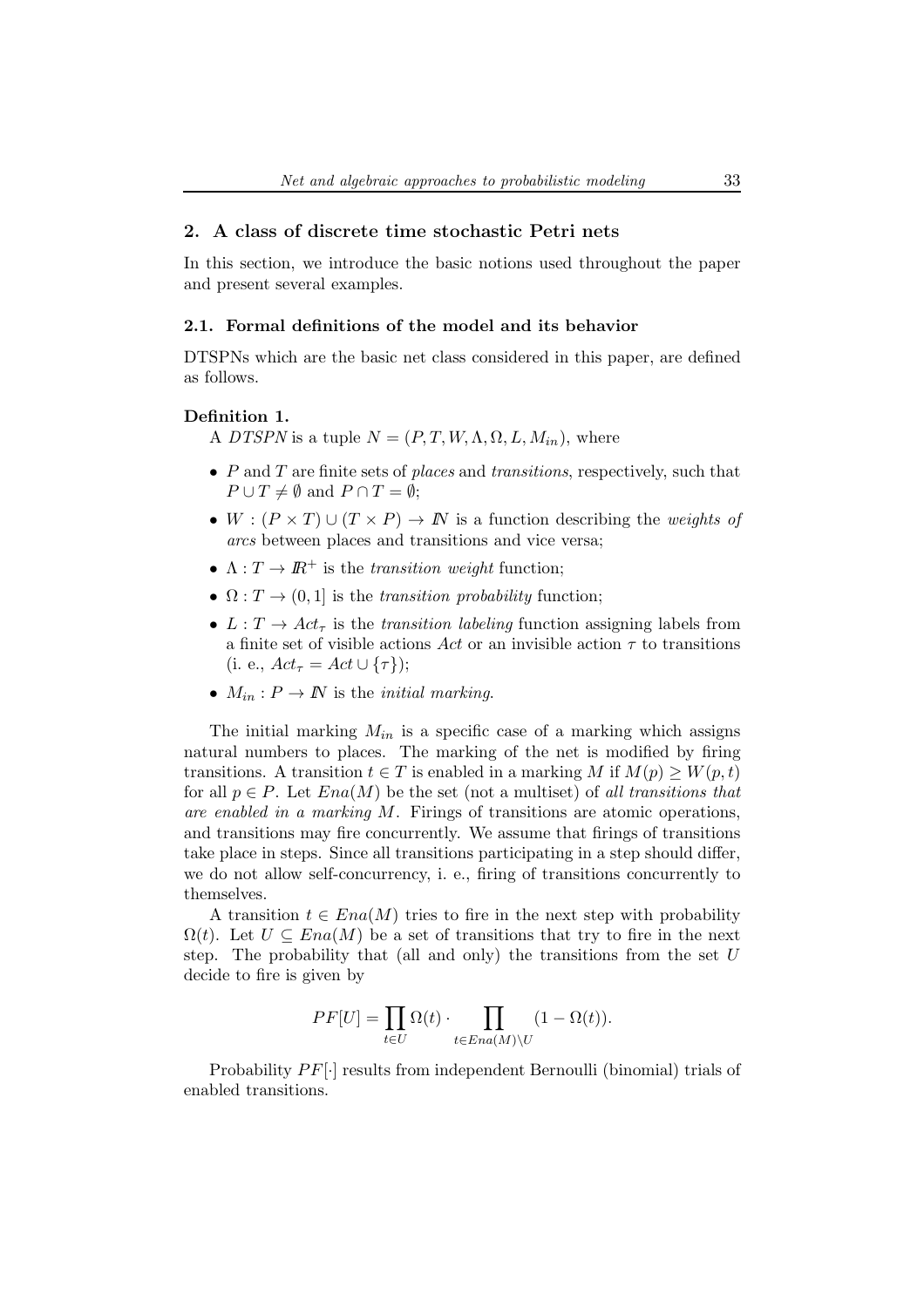## 2. A class of discrete time stochastic Petri nets

In this section, we introduce the basic notions used throughout the paper and present several examples.

### 2.1. Formal definitions of the model and its behavior

DTSPNs which are the basic net class considered in this paper, are defined as follows.

**Definition 1.**

A *DTSPN* is a tuple $N = (P, T, W, \Lambda, \Omega, L, M_{in})$, where

- $P$ and $T$ are finite sets of *places* and *transitions*, respectively, such that $P \cup T \neq \emptyset$ and $P \cap T = \emptyset$;
- $W : (P \times T) \cup (T \times P) \to \mathbb{N}$ is a function describing the *weights of arcs* between places and transitions and vice versa;
- $\Lambda : T \to \mathbb{R}^+$ is the *transition weight* function;
- $\Omega : T \to (0, 1]$ is the *transition probability* function;
- $L : T \to Act_\tau$ is the *transition labeling* function assigning labels from a finite set of visible actions $Act$ or an invisible action $\tau$ to transitions (i. e., $Act_\tau = Act \cup \{\tau\}$);
- $M_{in} : P \to \mathbb{N}$ is the *initial marking*.

The initial marking $M_{in}$ is a specific case of a marking which assigns natural numbers to places. The marking of the net is modified by firing transitions. A transition $t \in T$ is enabled in a marking $M$ if $M(p) \geq W(p, t)$ for all $p \in P$. Let $Ena(M)$ be the set (not a multiset) of *all transitions that are enabled in a marking* $M$. Firings of transitions are atomic operations, and transitions may fire concurrently. We assume that firings of transitions take place in steps. Since all transitions participating in a step should differ, we do not allow self-concurrency, i. e., firing of transitions concurrently to themselves.

A transition $t \in Ena(M)$ tries to fire in the next step with probability $\Omega(t)$. Let $U \subseteq Ena(M)$ be a set of transitions that try to fire in the next step. The probability that (all and only) the transitions from the set $U$ decide to fire is given by

$$PF[U] = \prod_{t \in U} \Omega(t) \cdot \prod_{t \in Ena(M) \setminus U} (1 - \Omega(t)).$$

Probability $PF[\cdot]$ results from independent Bernoulli (binomial) trials of enabled transitions.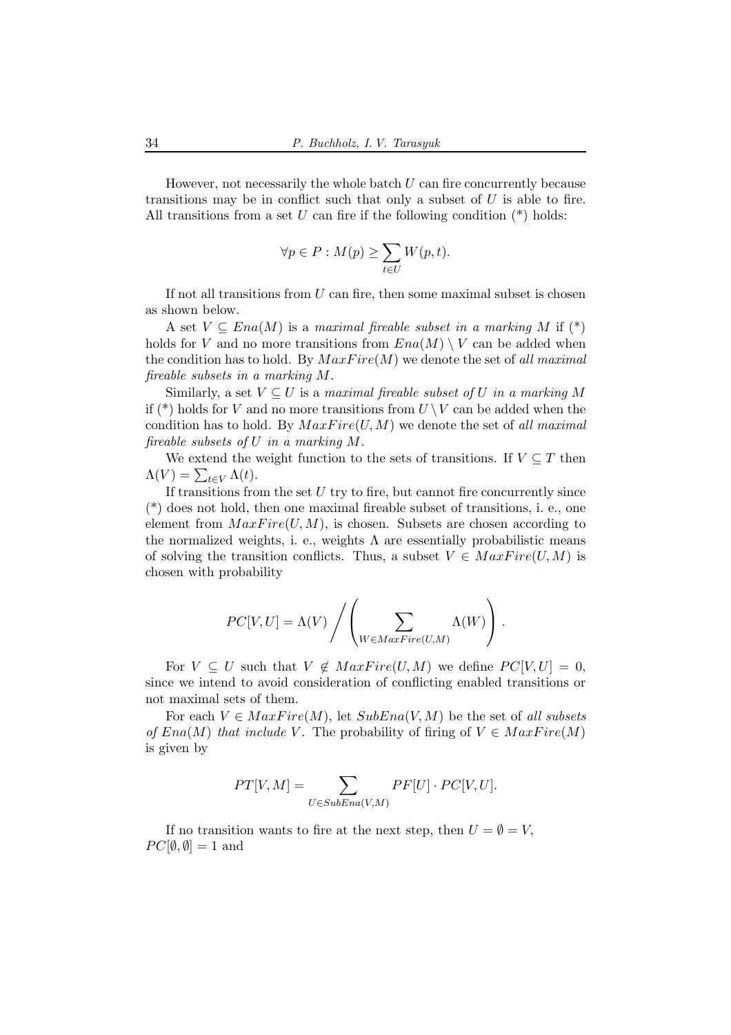However, not necessarily the whole batch $U$ can fire concurrently because transitions may be in conflict such that only a subset of $U$ is able to fire. All transitions from a set $U$ can fire if the following condition (*) holds:

$$\forall p \in P : M(p) \geq \sum_{t \in U} W(p,t).$$

If not all transitions from $U$ can fire, then some maximal subset is chosen as shown below.

A set $V \subseteq Ena(M)$ is a *maximal fireable subset in a marking* $M$ if (*) holds for $V$ and no more transitions from $Ena(M) \setminus V$ can be added when the condition has to hold. By $MaxFire(M)$ we denote the set of *all maximal fireable subsets in a marking* $M$.

Similarly, a set $V \subseteq U$ is a *maximal fireable subset of* $U$ *in a marking* $M$ if (*) holds for $V$ and no more transitions from $U \setminus V$ can be added when the condition has to hold. By $MaxFire(U, M)$ we denote the set of *all maximal fireable subsets of* $U$ *in a marking* $M$.

We extend the weight function to the sets of transitions. If $V \subseteq T$ then $\Lambda(V) = \sum_{t \in V} \Lambda(t)$.

If transitions from the set $U$ try to fire, but cannot fire concurrently since (*) does not hold, then one maximal fireable subset of transitions, i. e., one element from $MaxFire(U, M)$, is chosen. Subsets are chosen according to the normalized weights, i. e., weights $\Lambda$ are essentially probabilistic means of solving the transition conflicts. Thus, a subset $V \in MaxFire(U, M)$ is chosen with probability

$$PC[V,U] = \Lambda(V) \Bigg/ \left( \sum_{W \in MaxFire(U,M)} \Lambda(W) \right).$$

For $V \subseteq U$ such that $V \notin MaxFire(U, M)$ we define $PC[V, U] = 0$, since we intend to avoid consideration of conflicting enabled transitions or not maximal sets of them.

For each $V \in MaxFire(M)$, let $SubEna(V, M)$ be the set of *all subsets of* $Ena(M)$ *that include* $V$. The probability of firing of $V \in MaxFire(M)$ is given by

$$PT[V,M] = \sum_{U \in SubEna(V,M)} PF[U] \cdot PC[V,U].$$

If no transition wants to fire at the next step, then $U = \emptyset = V$, $PC[\emptyset, \emptyset] = 1$ and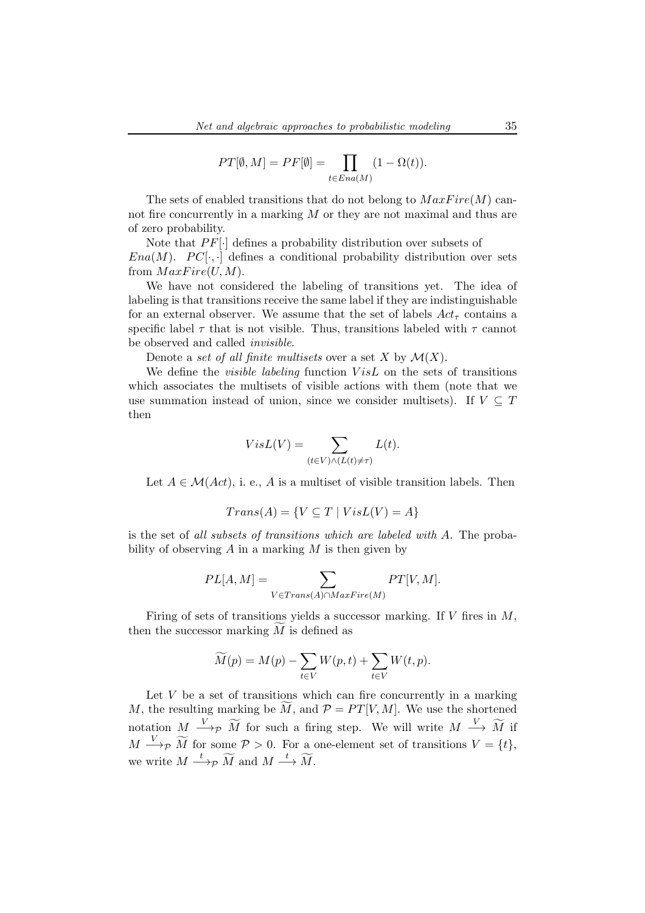$$PT[\emptyset, M] = PF[\emptyset] = \prod_{t \in Ena(M)} (1 - \Omega(t)).$$

The sets of enabled transitions that do not belong to $MaxFire(M)$ cannot fire concurrently in a marking $M$ or they are not maximal and thus are of zero probability.

Note that $PF[\cdot]$ defines a probability distribution over subsets of $Ena(M)$. $PC[\cdot, \cdot]$ defines a conditional probability distribution over sets from $MaxFire(U, M)$.

We have not considered the labeling of transitions yet. The idea of labeling is that transitions receive the same label if they are indistinguishable for an external observer. We assume that the set of labels $Act_\tau$ contains a specific label $\tau$ that is not visible. Thus, transitions labeled with $\tau$ cannot be observed and called *invisible*.

Denote a *set of all finite multisets* over a set $X$ by $\mathcal{M}(X)$.

We define the *visible labeling* function $VisL$ on the sets of transitions which associates the multisets of visible actions with them (note that we use summation instead of union, since we consider multisets). If $V \subseteq T$ then

$$VisL(V) = \sum_{(t \in V) \wedge (L(t) \neq \tau)} L(t).$$

Let $A \in \mathcal{M}(Act)$, i. e., $A$ is a multiset of visible transition labels. Then

$$Trans(A) = \{V \subseteq T \mid VisL(V) = A\}$$

is the set of *all subsets of transitions which are labeled with* $A$. The probability of observing $A$ in a marking $M$ is then given by

$$PL[A, M] = \sum_{V \in Trans(A) \cap MaxFire(M)} PT[V, M].$$

Firing of sets of transitions yields a successor marking. If $V$ fires in $M$, then the successor marking $\widetilde{M}$ is defined as

$$\widetilde{M}(p) = M(p) - \sum_{t \in V} W(p, t) + \sum_{t \in V} W(t, p).$$

Let $V$ be a set of transitions which can fire concurrently in a marking $M$, the resulting marking be $\widetilde{M}$, and $\mathcal{P} = PT[V, M]$. We use the shortened notation $M \xrightarrow{V}_{\mathcal{P}} \widetilde{M}$ for such a firing step. We will write $M \xrightarrow{V} \widetilde{M}$ if $M \xrightarrow{V}_{\mathcal{P}} \widetilde{M}$ for some $\mathcal{P} > 0$. For a one-element set of transitions $V = \{t\}$, we write $M \xrightarrow{t}_{\mathcal{P}} \widetilde{M}$ and $M \xrightarrow{t} \widetilde{M}$.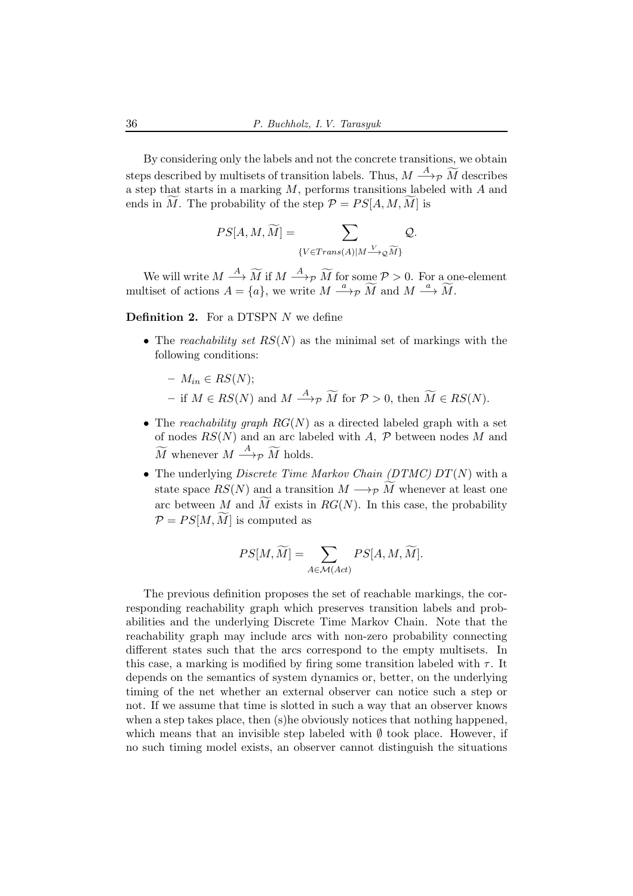By considering only the labels and not the concrete transitions, we obtain steps described by multisets of transition labels. Thus, $M \xrightarrow{A}_{\mathcal{P}} \widetilde{M}$ describes a step that starts in a marking $M$, performs transitions labeled with $A$ and ends in $\widetilde{M}$. The probability of the step $\mathcal{P} = PS[A, M, \widetilde{M}]$ is

$$PS[A, M, \widetilde{M}] = \sum_{\{V \in Trans(A) | M \xrightarrow{V}_{\mathcal{Q}} \widetilde{M}\}} \mathcal{Q}.$$

We will write $M \xrightarrow{A} \widetilde{M}$ if $M \xrightarrow{A}_{\mathcal{P}} \widetilde{M}$ for some $\mathcal{P} > 0$. For a one-element multiset of actions $A = \{a\}$, we write $M \xrightarrow{a}_{\mathcal{P}} \widetilde{M}$ and $M \xrightarrow{a} \widetilde{M}$.

**Definition 2.** For a DTSPN $N$ we define

- The *reachability set* $RS(N)$ as the minimal set of markings with the following conditions:
  - $M_{in} \in RS(N)$;
  - if $M \in RS(N)$ and $M \xrightarrow{A}_{\mathcal{P}} \widetilde{M}$ for $\mathcal{P} > 0$, then $\widetilde{M} \in RS(N)$.
- The *reachability graph* $RG(N)$ as a directed labeled graph with a set of nodes $RS(N)$ and an arc labeled with $A$, $\mathcal{P}$ between nodes $M$ and $\widetilde{M}$ whenever $M \xrightarrow{A}_{\mathcal{P}} \widetilde{M}$ holds.
- The underlying *Discrete Time Markov Chain (DTMC)* $DT(N)$ with a state space $RS(N)$ and a transition $M \longrightarrow_{\mathcal{P}} \widetilde{M}$ whenever at least one arc between $M$ and $\widetilde{M}$ exists in $RG(N)$. In this case, the probability $\mathcal{P} = PS[M, \widetilde{M}]$ is computed as

$$PS[M, \widetilde{M}] = \sum_{A \in \mathcal{M}(Act)} PS[A, M, \widetilde{M}].$$

The previous definition proposes the set of reachable markings, the corresponding reachability graph which preserves transition labels and probabilities and the underlying Discrete Time Markov Chain. Note that the reachability graph may include arcs with non-zero probability connecting different states such that the arcs correspond to the empty multisets. In this case, a marking is modified by firing some transition labeled with $\tau$. It depends on the semantics of system dynamics or, better, on the underlying timing of the net whether an external observer can notice such a step or not. If we assume that time is slotted in such a way that an observer knows when a step takes place, then (s)he obviously notices that nothing happened, which means that an invisible step labeled with $\emptyset$ took place. However, if no such timing model exists, an observer cannot distinguish the situations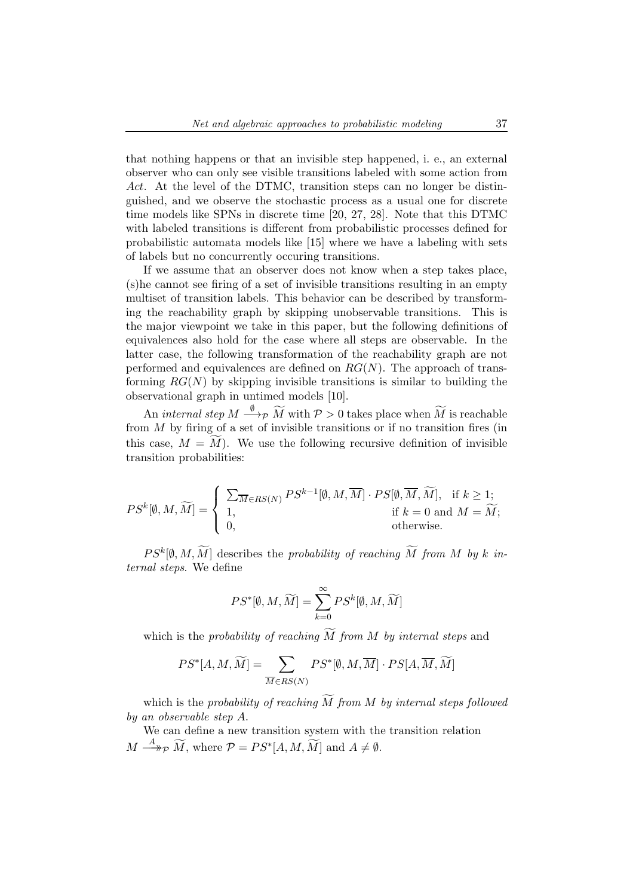that nothing happens or that an invisible step happened, i. e., an external observer who can only see visible transitions labeled with some action from *Act*. At the level of the DTMC, transition steps can no longer be distinguished, and we observe the stochastic process as a usual one for discrete time models like SPNs in discrete time [20, 27, 28]. Note that this DTMC with labeled transitions is different from probabilistic processes defined for probabilistic automata models like [15] where we have a labeling with sets of labels but no concurrently occuring transitions.

If we assume that an observer does not know when a step takes place, (s)he cannot see firing of a set of invisible transitions resulting in an empty multiset of transition labels. This behavior can be described by transforming the reachability graph by skipping unobservable transitions. This is the major viewpoint we take in this paper, but the following definitions of equivalences also hold for the case where all steps are observable. In the latter case, the following transformation of the reachability graph are not performed and equivalences are defined on $RG(N)$. The approach of transforming $RG(N)$ by skipping invisible transitions is similar to building the observational graph in untimed models [10].

An *internal step* $M \xrightarrow{\emptyset}_{\mathcal{P}} \widetilde{M}$ with $\mathcal{P} > 0$ takes place when $\widetilde{M}$ is reachable from $M$ by firing of a set of invisible transitions or if no transition fires (in this case, $M = \widetilde{M}$). We use the following recursive definition of invisible transition probabilities:

$$
PS^k[\emptyset, M, \widetilde{M}] = \begin{cases} \sum_{\overline{M} \in RS(N)} PS^{k-1}[\emptyset, M, \overline{M}] \cdot PS[\emptyset, \overline{M}, \widetilde{M}], & \text{if } k \geq 1; \\ 1, & \text{if } k = 0 \text{ and } M = \widetilde{M}; \\ 0, & \text{otherwise.} \end{cases}
$$

$PS^k[\emptyset, M, \widetilde{M}]$ describes the *probability of reaching* $\widetilde{M}$ *from* $M$ *by* $k$ *internal steps*. We define

$$
PS^*[\emptyset, M, \widetilde{M}] = \sum_{k=0}^{\infty} PS^k[\emptyset, M, \widetilde{M}]
$$

which is the *probability of reaching* $\widetilde{M}$ *from* $M$ *by internal steps* and

$$
PS^*[A, M, \widetilde{M}] = \sum_{\overline{M} \in RS(N)} PS^*[\emptyset, M, \overline{M}] \cdot PS[A, \overline{M}, \widetilde{M}]
$$

which is the *probability of reaching* $\widetilde{M}$ *from* $M$ *by internal steps followed by an observable step* $A$.

We can define a new transition system with the transition relation $M \xrightarrow{A}\!\!\!\!\rightarrow_{\mathcal{P}} \widetilde{M}$, where $\mathcal{P} = PS^*[A, M, \widetilde{M}]$ and $A \neq \emptyset$.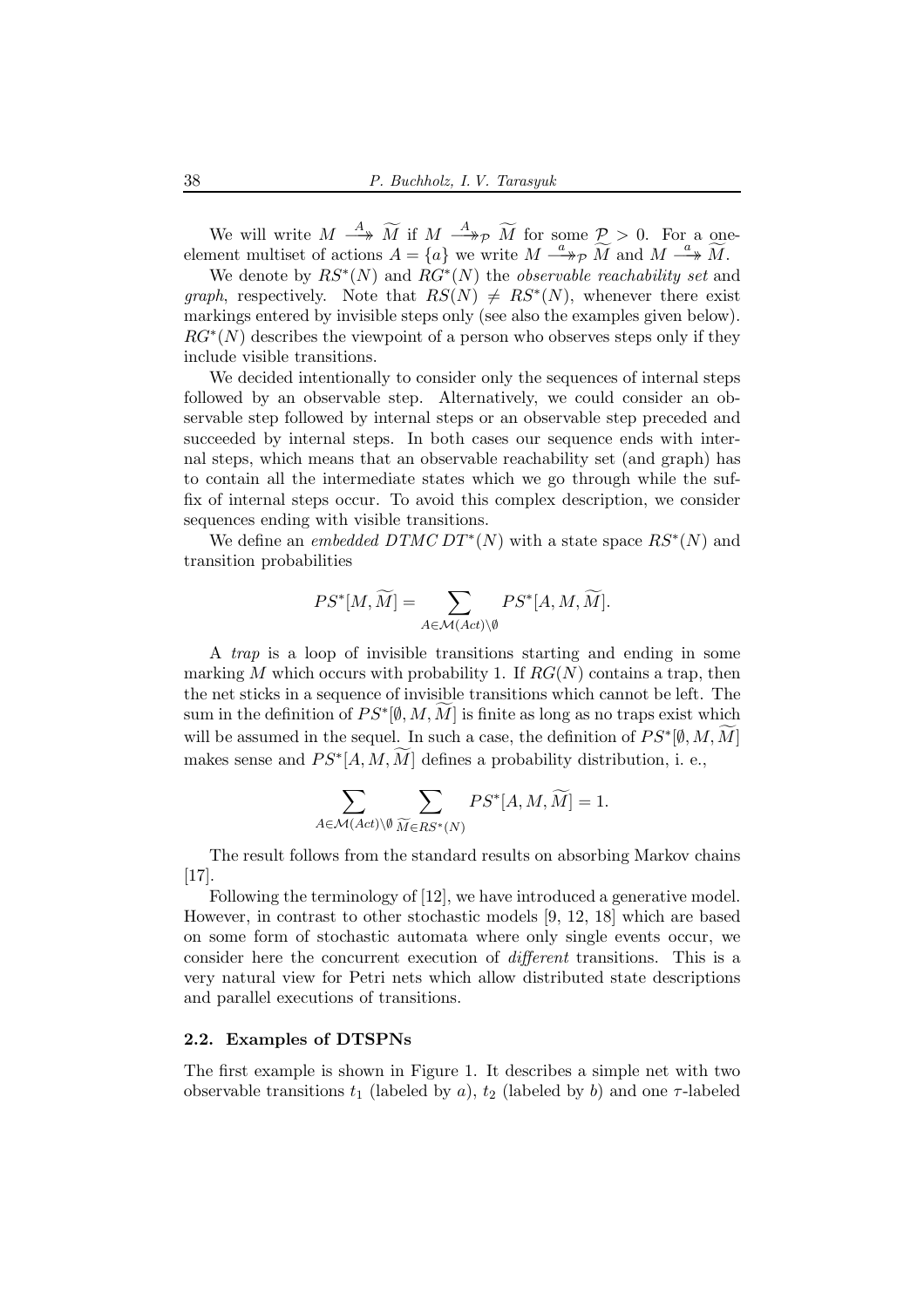We will write $M \stackrel{A}{\twoheadrightarrow} \widetilde{M}$ if $M \stackrel{A}{\twoheadrightarrow}_{\mathcal{P}} \widetilde{M}$ for some $\mathcal{P} > 0$. For a one-element multiset of actions $A = \{a\}$ we write $M \stackrel{a}{\twoheadrightarrow}_{\mathcal{P}} \widetilde{M}$ and $M \stackrel{a}{\twoheadrightarrow} \widetilde{M}$.

We denote by $RS^*(N)$ and $RG^*(N)$ the *observable reachability set* and *graph*, respectively. Note that $RS(N) \neq RS^*(N)$, whenever there exist markings entered by invisible steps only (see also the examples given below). $RG^*(N)$ describes the viewpoint of a person who observes steps only if they include visible transitions.

We decided intentionally to consider only the sequences of internal steps followed by an observable step. Alternatively, we could consider an observable step followed by internal steps or an observable step preceded and succeeded by internal steps. In both cases our sequence ends with internal steps, which means that an observable reachability set (and graph) has to contain all the intermediate states which we go through while the suffix of internal steps occur. To avoid this complex description, we consider sequences ending with visible transitions.

We define an *embedded DTMC* $DT^*(N)$ with a state space $RS^*(N)$ and transition probabilities

$$PS^*[M, \widetilde{M}] = \sum_{A \in \mathcal{M}(Act) \setminus \emptyset} PS^*[A, M, \widetilde{M}].$$

A *trap* is a loop of invisible transitions starting and ending in some marking $M$ which occurs with probability 1. If $RG(N)$ contains a trap, then the net sticks in a sequence of invisible transitions which cannot be left. The sum in the definition of $PS^*[\emptyset, M, \widetilde{M}]$ is finite as long as no traps exist which will be assumed in the sequel. In such a case, the definition of $PS^*[\emptyset, M, \widetilde{M}]$ makes sense and $PS^*[A, M, \widetilde{M}]$ defines a probability distribution, i. e.,

$$\sum_{A \in \mathcal{M}(Act) \setminus \emptyset} \sum_{\widetilde{M} \in RS^*(N)} PS^*[A, M, \widetilde{M}] = 1.$$

The result follows from the standard results on absorbing Markov chains [17].

Following the terminology of [12], we have introduced a generative model. However, in contrast to other stochastic models [9, 12, 18] which are based on some form of stochastic automata where only single events occur, we consider here the concurrent execution of *different* transitions. This is a very natural view for Petri nets which allow distributed state descriptions and parallel executions of transitions.

### 2.2. Examples of DTSPNs

The first example is shown in Figure 1. It describes a simple net with two observable transitions $t_1$ (labeled by $a$), $t_2$ (labeled by $b$) and one $\tau$-labeled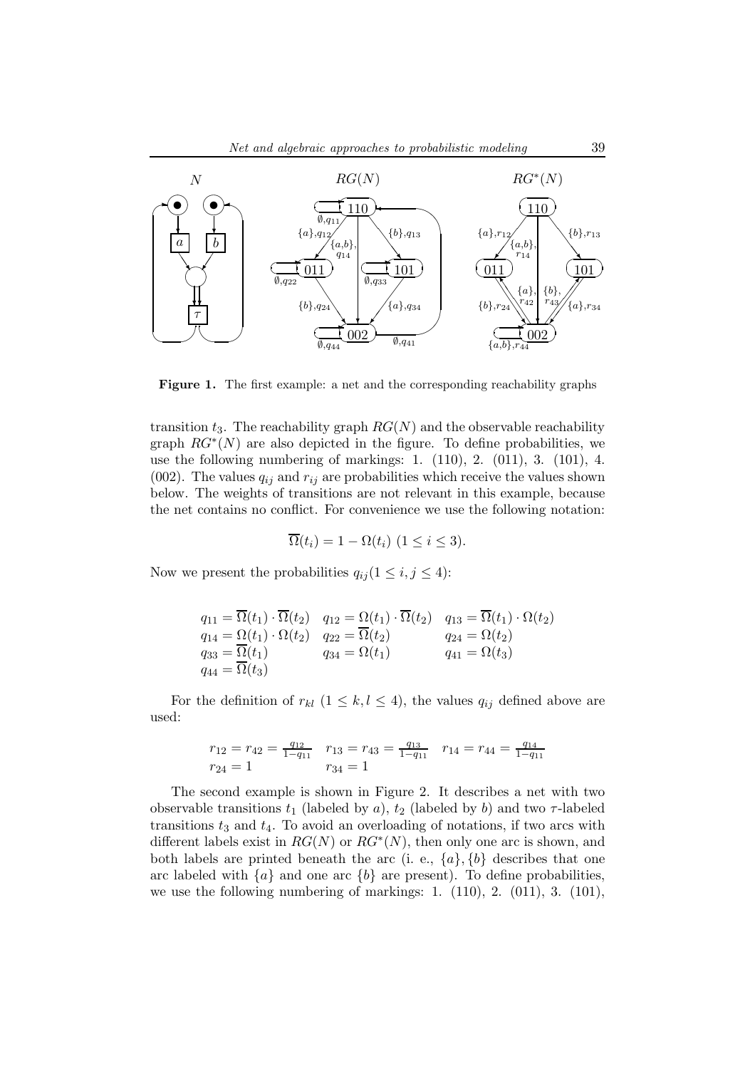**Figure 1.** The first example: a net and the corresponding reachability graphs

transition $t_3$. The reachability graph $RG(N)$ and the observable reachability graph $RG^*(N)$ are also depicted in the figure. To define probabilities, we use the following numbering of markings: 1. (110), 2. (011), 3. (101), 4. (002). The values $q_{ij}$ and $r_{ij}$ are probabilities which receive the values shown below. The weights of transitions are not relevant in this example, because the net contains no conflict. For convenience we use the following notation:

$$\overline{\Omega}(t_i) = 1 - \Omega(t_i) \ (1 \leq i \leq 3).$$

Now we present the probabilities $q_{ij} (1 \leq i, j \leq 4)$:

$$\begin{array}{lll}
q_{11} = \overline{\Omega}(t_1) \cdot \overline{\Omega}(t_2) & q_{12} = \Omega(t_1) \cdot \overline{\Omega}(t_2) & q_{13} = \overline{\Omega}(t_1) \cdot \Omega(t_2) \\
q_{14} = \Omega(t_1) \cdot \Omega(t_2) & q_{22} = \overline{\Omega}(t_2) & q_{24} = \Omega(t_2) \\
q_{33} = \overline{\Omega}(t_1) & q_{34} = \Omega(t_1) & q_{41} = \Omega(t_3) \\
q_{44} = \overline{\Omega}(t_3) & &
\end{array}$$

For the definition of $r_{kl}$ $(1 \leq k, l \leq 4)$, the values $q_{ij}$ defined above are used:

$$\begin{array}{lll}
r_{12} = r_{42} = \frac{q_{12}}{1 - q_{11}} & r_{13} = r_{43} = \frac{q_{13}}{1 - q_{11}} & r_{14} = r_{44} = \frac{q_{14}}{1 - q_{11}} \\
r_{24} = 1 & r_{34} = 1 &
\end{array}$$

The second example is shown in Figure 2. It describes a net with two observable transitions $t_1$ (labeled by $a$), $t_2$ (labeled by $b$) and two $\tau$-labeled transitions $t_3$ and $t_4$. To avoid an overloading of notations, if two arcs with different labels exist in $RG(N)$ or $RG^*(N)$, then only one arc is shown, and both labels are printed beneath the arc (i. e., $\{a\}, \{b\}$ describes that one arc labeled with $\{a\}$ and one arc $\{b\}$ are present). To define probabilities, we use the following numbering of markings: 1. (110), 2. (011), 3. (101),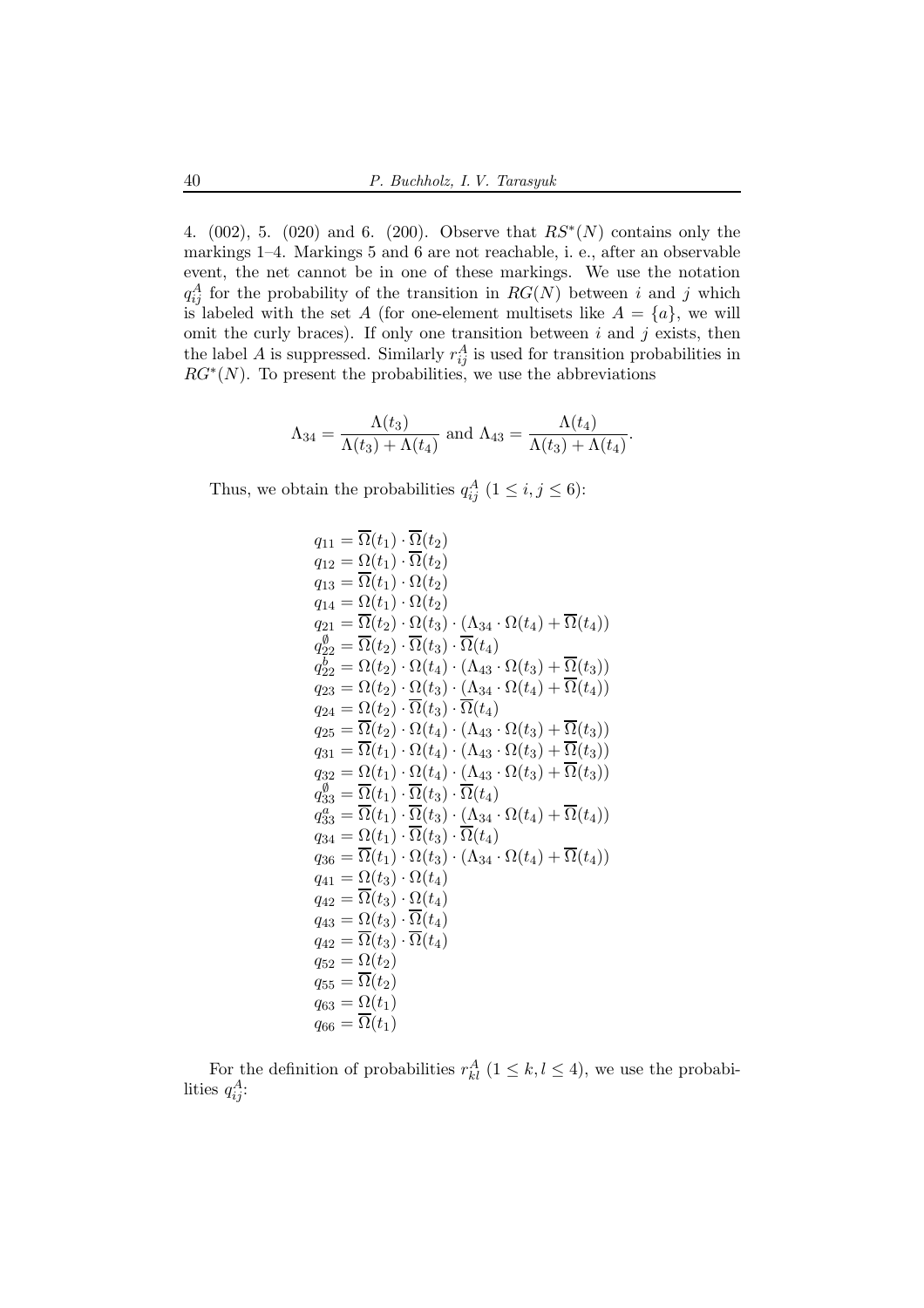4. (002), 5. (020) and 6. (200). Observe that $RS^*(N)$ contains only the markings 1–4. Markings 5 and 6 are not reachable, i. e., after an observable event, the net cannot be in one of these markings. We use the notation $q_{ij}^A$ for the probability of the transition in $RG(N)$ between $i$ and $j$ which is labeled with the set $A$ (for one-element multisets like $A = \{a\}$, we will omit the curly braces). If only one transition between $i$ and $j$ exists, then the label $A$ is suppressed. Similarly $r_{ij}^A$ is used for transition probabilities in $RG^*(N)$. To present the probabilities, we use the abbreviations

$$\Lambda_{34} = \frac{\Lambda(t_3)}{\Lambda(t_3) + \Lambda(t_4)} \text{ and } \Lambda_{43} = \frac{\Lambda(t_4)}{\Lambda(t_3) + \Lambda(t_4)}.$$

Thus, we obtain the probabilities $q_{ij}^A$ $(1 \le i, j \le 6)$:

$$
\begin{aligned}
&q_{11} = \overline{\Omega}(t_1) \cdot \overline{\Omega}(t_2)\\
&q_{12} = \Omega(t_1) \cdot \overline{\Omega}(t_2)\\
&q_{13} = \overline{\Omega}(t_1) \cdot \Omega(t_2)\\
&q_{14} = \Omega(t_1) \cdot \Omega(t_2)\\
&q_{21} = \overline{\Omega}(t_2) \cdot \Omega(t_3) \cdot (\Lambda_{34} \cdot \Omega(t_4) + \overline{\Omega}(t_4))\\
&q_{22}^{\emptyset} = \overline{\Omega}(t_2) \cdot \overline{\Omega}(t_3) \cdot \overline{\Omega}(t_4)\\
&q_{22}^{b} = \Omega(t_2) \cdot \Omega(t_4) \cdot (\Lambda_{43} \cdot \Omega(t_3) + \overline{\Omega}(t_3))\\
&q_{23} = \Omega(t_2) \cdot \Omega(t_3) \cdot (\Lambda_{34} \cdot \Omega(t_4) + \overline{\Omega}(t_4))\\
&q_{24} = \Omega(t_2) \cdot \overline{\Omega}(t_3) \cdot \overline{\Omega}(t_4)\\
&q_{25} = \overline{\Omega}(t_2) \cdot \Omega(t_4) \cdot (\Lambda_{43} \cdot \Omega(t_3) + \overline{\Omega}(t_3))\\
&q_{31} = \overline{\Omega}(t_1) \cdot \Omega(t_4) \cdot (\Lambda_{43} \cdot \Omega(t_3) + \overline{\Omega}(t_3))\\
&q_{32} = \Omega(t_1) \cdot \Omega(t_4) \cdot (\Lambda_{43} \cdot \Omega(t_3) + \overline{\Omega}(t_3))\\
&q_{33}^{\emptyset} = \overline{\Omega}(t_1) \cdot \overline{\Omega}(t_3) \cdot \overline{\Omega}(t_4)\\
&q_{33}^{a} = \overline{\Omega}(t_1) \cdot \overline{\Omega}(t_3) \cdot (\Lambda_{34} \cdot \Omega(t_4) + \overline{\Omega}(t_4))\\
&q_{34} = \Omega(t_1) \cdot \overline{\Omega}(t_3) \cdot \overline{\Omega}(t_4)\\
&q_{36} = \overline{\Omega}(t_1) \cdot \Omega(t_3) \cdot (\Lambda_{34} \cdot \Omega(t_4) + \overline{\Omega}(t_4))\\
&q_{41} = \Omega(t_3) \cdot \Omega(t_4)\\
&q_{42} = \overline{\Omega}(t_3) \cdot \Omega(t_4)\\
&q_{43} = \Omega(t_3) \cdot \overline{\Omega}(t_4)\\
&q_{42} = \overline{\Omega}(t_3) \cdot \overline{\Omega}(t_4)\\
&q_{52} = \Omega(t_2)\\
&q_{55} = \overline{\Omega}(t_2)\\
&q_{63} = \Omega(t_1)\\
&q_{66} = \overline{\Omega}(t_1)
\end{aligned}
$$

For the definition of probabilities $r_{kl}^A$ $(1 \le k, l \le 4)$, we use the probabilities $q_{ij}^A$: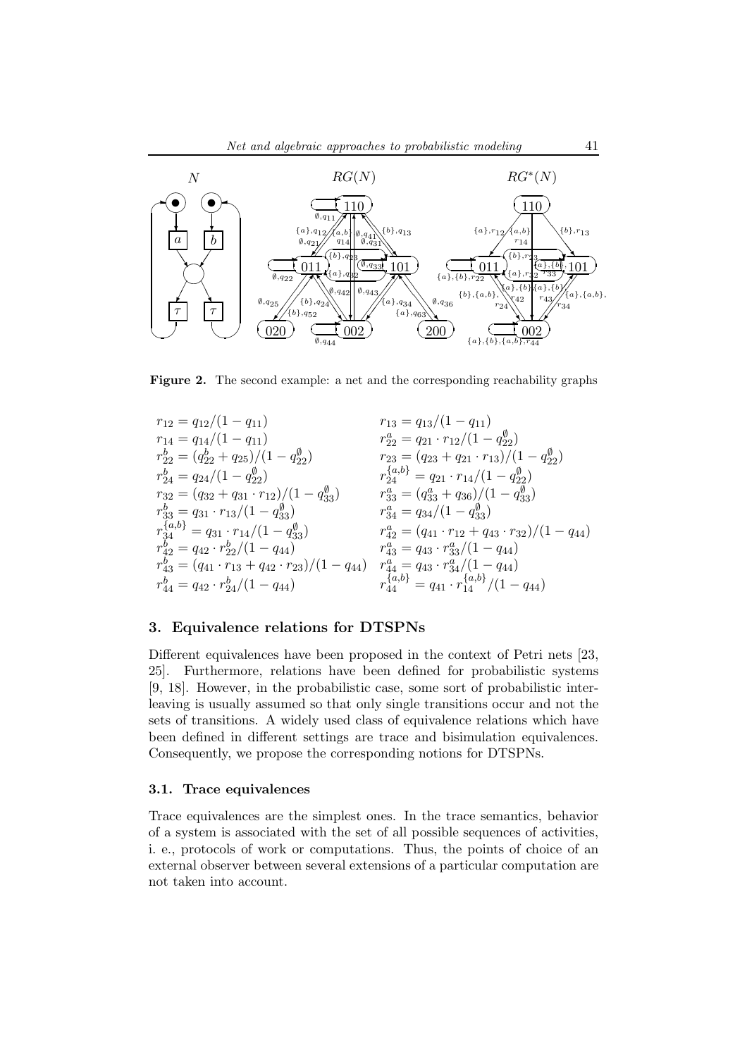**Figure 2.** The second example: a net and the corresponding reachability graphs

$$
\begin{array}{ll}
r_{12} = q_{12}/(1 - q_{11}) & r_{13} = q_{13}/(1 - q_{11}) \\
r_{14} = q_{14}/(1 - q_{11}) & r_{22}^{a} = q_{21} \cdot r_{12}/(1 - q_{22}^{\emptyset}) \\
r_{22}^{b} = (q_{22}^{b} + q_{25})/(1 - q_{22}^{\emptyset}) & r_{23} = (q_{23} + q_{21} \cdot r_{13})/(1 - q_{22}^{\emptyset}) \\
r_{24}^{b} = q_{24}/(1 - q_{22}^{\emptyset}) & r_{24}^{\{a,b\}} = q_{21} \cdot r_{14}/(1 - q_{22}^{\emptyset}) \\
r_{32} = (q_{32} + q_{31} \cdot r_{12})/(1 - q_{33}^{\emptyset}) & r_{33}^{a} = (q_{33}^{a} + q_{36})/(1 - q_{33}^{\emptyset}) \\
r_{33}^{b} = q_{31} \cdot r_{13}/(1 - q_{33}^{\emptyset}) & r_{34}^{a} = q_{34}/(1 - q_{33}^{\emptyset}) \\
r_{34}^{\{a,b\}} = q_{31} \cdot r_{14}/(1 - q_{33}^{\emptyset}) & r_{42}^{a} = (q_{41} \cdot r_{12} + q_{43} \cdot r_{32})/(1 - q_{44}) \\
r_{42}^{b} = q_{42} \cdot r_{22}^{b}/(1 - q_{44}) & r_{43}^{a} = q_{43} \cdot r_{33}^{a}/(1 - q_{44}) \\
r_{43}^{b} = (q_{41} \cdot r_{13} + q_{42} \cdot r_{23})/(1 - q_{44}) & r_{44}^{a} = q_{43} \cdot r_{34}^{a}/(1 - q_{44}) \\
r_{44}^{b} = q_{42} \cdot r_{24}^{b}/(1 - q_{44}) & r_{44}^{\{a,b\}} = q_{41} \cdot r_{14}^{\{a,b\}}/(1 - q_{44})
\end{array}
$$

## 3. Equivalence relations for DTSPNs

Different equivalences have been proposed in the context of Petri nets [23, 25]. Furthermore, relations have been defined for probabilistic systems [9, 18]. However, in the probabilistic case, some sort of probabilistic interleaving is usually assumed so that only single transitions occur and not the sets of transitions. A widely used class of equivalence relations which have been defined in different settings are trace and bisimulation equivalences. Consequently, we propose the corresponding notions for DTSPNs.

### 3.1. Trace equivalences

Trace equivalences are the simplest ones. In the trace semantics, behavior of a system is associated with the set of all possible sequences of activities, i. e., protocols of work or computations. Thus, the points of choice of an external observer between several extensions of a particular computation are not taken into account.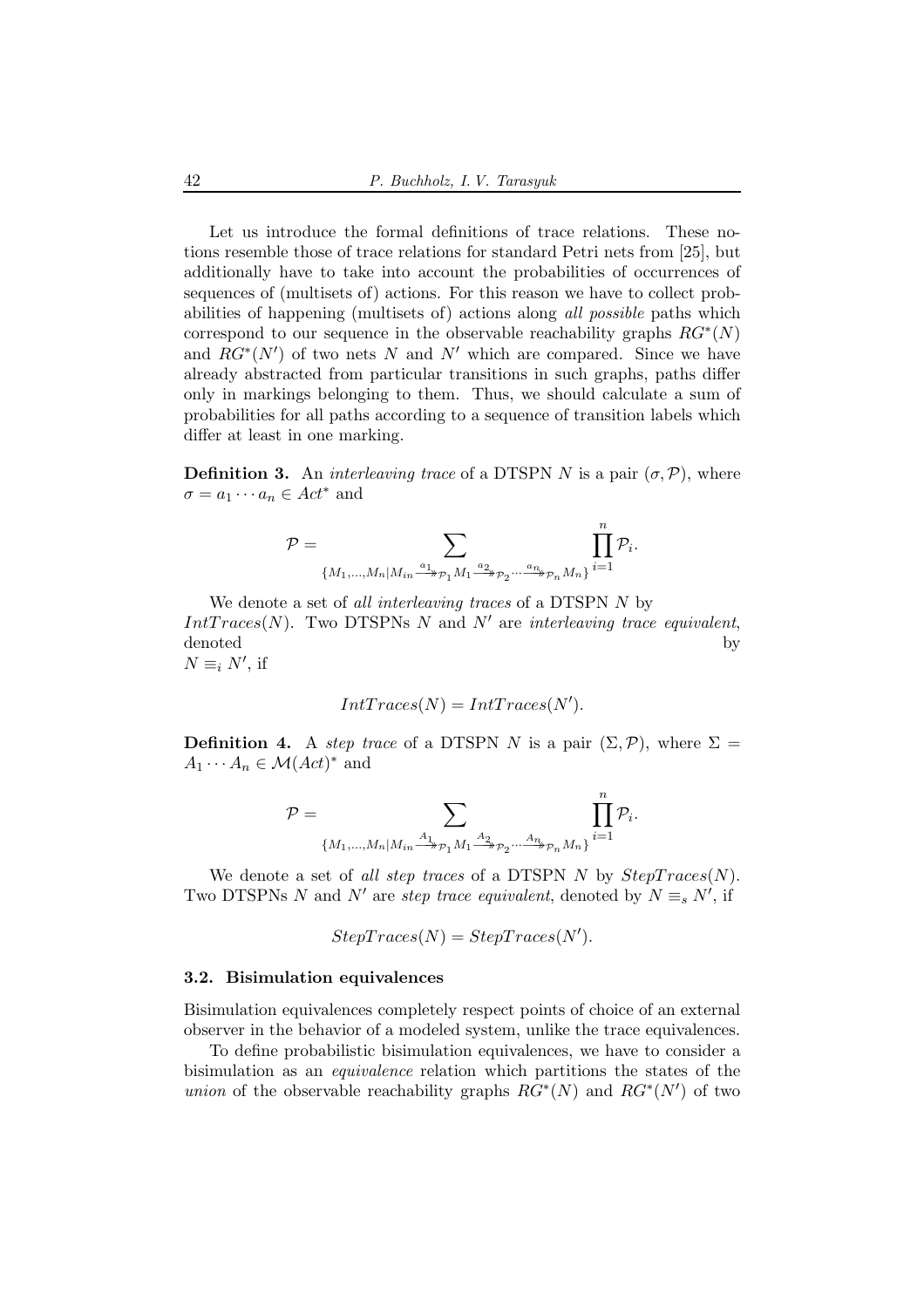Let us introduce the formal definitions of trace relations. These notions resemble those of trace relations for standard Petri nets from [25], but additionally have to take into account the probabilities of occurrences of sequences of (multisets of) actions. For this reason we have to collect probabilities of happening (multisets of) actions along *all possible* paths which correspond to our sequence in the observable reachability graphs $RG^*(N)$ and $RG^*(N')$ of two nets $N$ and $N'$ which are compared. Since we have already abstracted from particular transitions in such graphs, paths differ only in markings belonging to them. Thus, we should calculate a sum of probabilities for all paths according to a sequence of transition labels which differ at least in one marking.

**Definition 3.** An *interleaving trace* of a DTSPN $N$ is a pair $(\sigma, \mathcal{P})$, where $\sigma = a_1 \cdots a_n \in Act^*$ and

$$\mathcal{P} = \sum_{\{M_1,\ldots,M_n | M_{in} \xrightarrow{a_1}\!\!\!\!\rightarrow_{\mathcal{P}_1} M_1 \xrightarrow{a_2}\!\!\!\!\rightarrow_{\mathcal{P}_2} \cdots \xrightarrow{a_n}\!\!\!\!\rightarrow_{\mathcal{P}_n} M_n\}} \prod_{i=1}^{n} \mathcal{P}_i.$$

We denote a set of *all interleaving traces* of a DTSPN $N$ by $IntTraces(N)$. Two DTSPNs $N$ and $N'$ are *interleaving trace equivalent*, denoted by $N \equiv_i N'$, if

$$IntTraces(N) = IntTraces(N').$$

**Definition 4.** A *step trace* of a DTSPN $N$ is a pair $(\Sigma, \mathcal{P})$, where $\Sigma = A_1 \cdots A_n \in \mathcal{M}(Act)^*$ and

$$\mathcal{P} = \sum_{\{M_1,\ldots,M_n | M_{in} \xrightarrow{A_1}\!\!\!\!\rightarrow_{\mathcal{P}_1} M_1 \xrightarrow{A_2}\!\!\!\!\rightarrow_{\mathcal{P}_2} \cdots \xrightarrow{A_n}\!\!\!\!\rightarrow_{\mathcal{P}_n} M_n\}} \prod_{i=1}^{n} \mathcal{P}_i.$$

We denote a set of *all step traces* of a DTSPN $N$ by $StepTraces(N)$. Two DTSPNs $N$ and $N'$ are *step trace equivalent*, denoted by $N \equiv_s N'$, if

$$StepTraces(N) = StepTraces(N').$$

### 3.2. Bisimulation equivalences

Bisimulation equivalences completely respect points of choice of an external observer in the behavior of a modeled system, unlike the trace equivalences.

To define probabilistic bisimulation equivalences, we have to consider a bisimulation as an *equivalence* relation which partitions the states of the *union* of the observable reachability graphs $RG^*(N)$ and $RG^*(N')$ of two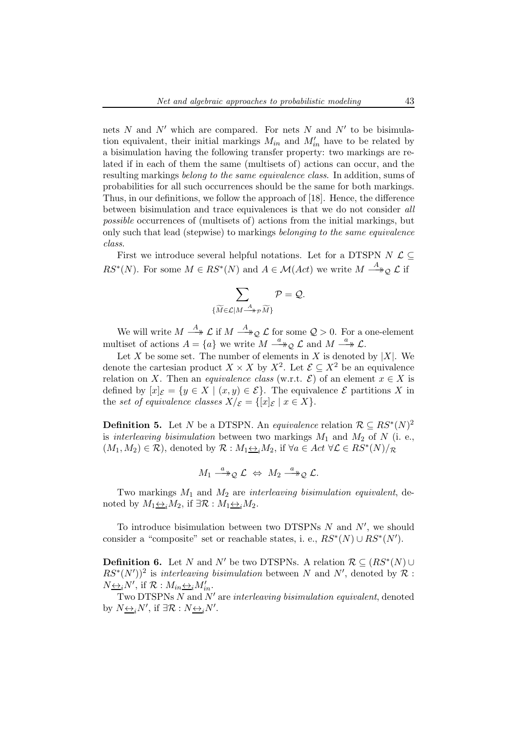nets $N$ and $N'$ which are compared. For nets $N$ and $N'$ to be bisimulation equivalent, their initial markings $M_{in}$ and $M'_{in}$ have to be related by a bisimulation having the following transfer property: two markings are related if in each of them the same (multisets of) actions can occur, and the resulting markings *belong to the same equivalence class*. In addition, sums of probabilities for all such occurrences should be the same for both markings. Thus, in our definitions, we follow the approach of [18]. Hence, the difference between bisimulation and trace equivalences is that we do not consider *all possible* occurrences of (multisets of) actions from the initial markings, but only such that lead (stepwise) to markings *belonging to the same equivalence class*.

First we introduce several helpful notations. Let for a DTSPN $N$ $\mathcal{L} \subseteq RS^*(N)$. For some $M \in RS^*(N)$ and $A \in \mathcal{M}(Act)$ we write $M \xrightarrow{A}\!\!\!\!\rightarrow_{\mathcal{Q}} \mathcal{L}$ if

$$\sum_{\{\widetilde{M} \in \mathcal{L} \mid M \xrightarrow{A}\!\!\!\!\rightarrow_{\mathcal{P}} \widetilde{M}\}} \mathcal{P} = \mathcal{Q}.$$

We will write $M \xrightarrow{A}\!\!\!\!\rightarrow \mathcal{L}$ if $M \xrightarrow{A}\!\!\!\!\rightarrow_{\mathcal{Q}} \mathcal{L}$ for some $\mathcal{Q} > 0$. For a one-element multiset of actions $A = \{a\}$ we write $M \xrightarrow{a}\!\!\!\!\rightarrow_{\mathcal{Q}} \mathcal{L}$ and $M \xrightarrow{a}\!\!\!\!\rightarrow \mathcal{L}$.

Let $X$ be some set. The number of elements in $X$ is denoted by $|X|$. We denote the cartesian product $X \times X$ by $X^2$. Let $\mathcal{E} \subseteq X^2$ be an equivalence relation on $X$. Then an *equivalence class* (w.r.t. $\mathcal{E}$) of an element $x \in X$ is defined by $[x]_{\mathcal{E}} = \{y \in X \mid (x, y) \in \mathcal{E}\}$. The equivalence $\mathcal{E}$ partitions $X$ in the *set of equivalence classes* $X/_{\mathcal{E}} = \{[x]_{\mathcal{E}} \mid x \in X\}$.

**Definition 5.** Let $N$ be a DTSPN. An *equivalence* relation $\mathcal{R} \subseteq RS^*(N)^2$ is *interleaving bisimulation* between two markings $M_1$ and $M_2$ of $N$ (i. e., $(M_1, M_2) \in \mathcal{R}$), denoted by $\mathcal{R} : M_1 \underline{\leftrightarrow}_i M_2$, if $\forall a \in Act$ $\forall \mathcal{L} \in RS^*(N)/_{\mathcal{R}}$

$$M_1 \xrightarrow{a}\!\!\!\!\rightarrow_{\mathcal{Q}} \mathcal{L} \;\Leftrightarrow\; M_2 \xrightarrow{a}\!\!\!\!\rightarrow_{\mathcal{Q}} \mathcal{L}.$$

Two markings $M_1$ and $M_2$ are *interleaving bisimulation equivalent*, denoted by $M_1 \underline{\leftrightarrow}_i M_2$, if $\exists \mathcal{R} : M_1 \underline{\leftrightarrow}_i M_2$.

To introduce bisimulation between two DTSPNs $N$ and $N'$, we should consider a "composite" set or reachable states, i. e., $RS^*(N) \cup RS^*(N')$.

**Definition 6.** Let $N$ and $N'$ be two DTSPNs. A relation $\mathcal{R} \subseteq (RS^*(N) \cup RS^*(N'))^2$ is *interleaving bisimulation* between $N$ and $N'$, denoted by $\mathcal{R} : N \underline{\leftrightarrow}_i N'$, if $\mathcal{R} : M_{in} \underline{\leftrightarrow}_i M'_{in}$.

Two DTSPNs $N$ and $N'$ are *interleaving bisimulation equivalent*, denoted by $N \underline{\leftrightarrow}_i N'$, if $\exists \mathcal{R} : N \underline{\leftrightarrow}_i N'$.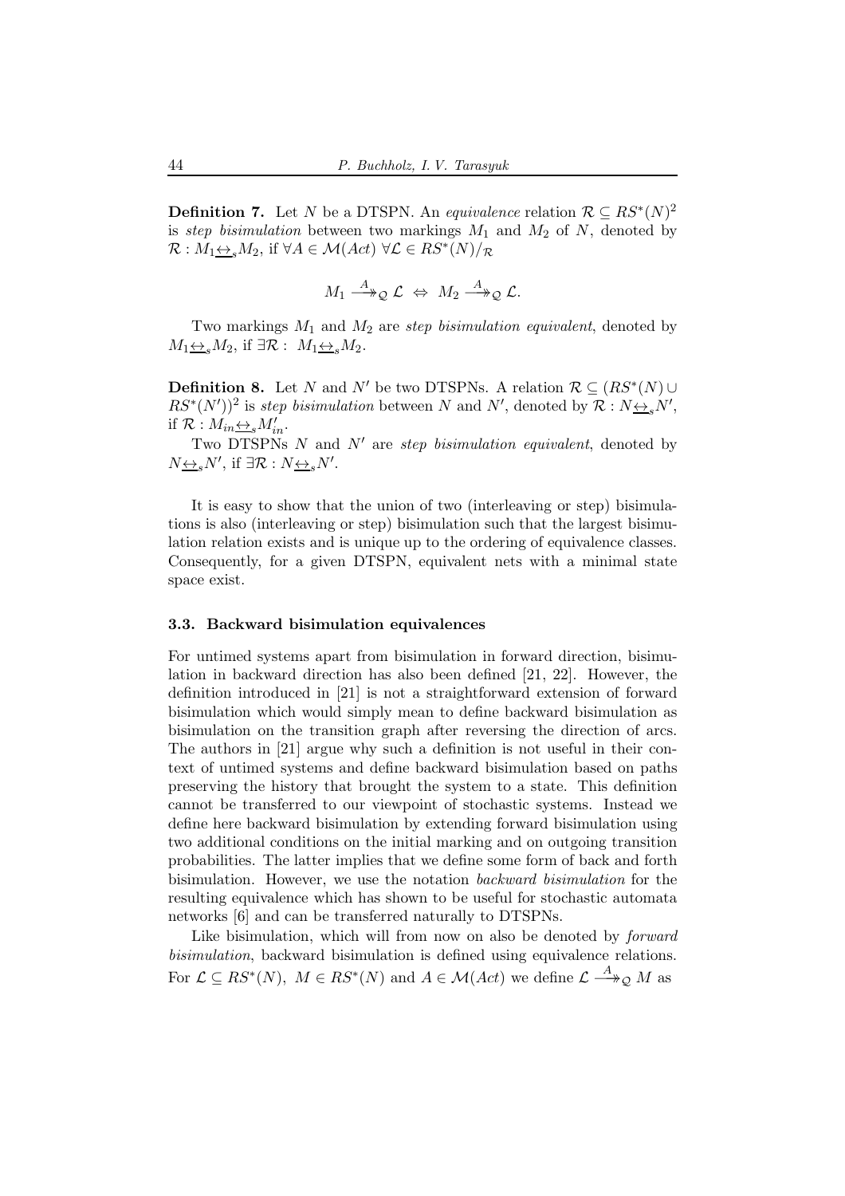**Definition 7.** Let $N$ be a DTSPN. An *equivalence* relation $\mathcal{R} \subseteq RS^*(N)^2$ is *step bisimulation* between two markings $M_1$ and $M_2$ of $N$, denoted by $\mathcal{R} : M_1 \underline{\leftrightarrow}_s M_2$, if $\forall A \in \mathcal{M}(Act)\ \forall \mathcal{L} \in RS^*(N)/_{\mathcal{R}}$

$$M_1 \xrightarrow{A}\!\!\!\!\rightarrow_{\mathcal{Q}} \mathcal{L} \ \Leftrightarrow\ M_2 \xrightarrow{A}\!\!\!\!\rightarrow_{\mathcal{Q}} \mathcal{L}.$$

Two markings $M_1$ and $M_2$ are *step bisimulation equivalent*, denoted by $M_1 \underline{\leftrightarrow}_s M_2$, if $\exists \mathcal{R} :\ M_1 \underline{\leftrightarrow}_s M_2$.

**Definition 8.** Let $N$ and $N'$ be two DTSPNs. A relation $\mathcal{R} \subseteq (RS^*(N) \cup RS^*(N'))^2$ is *step bisimulation* between $N$ and $N'$, denoted by $\mathcal{R} : N \underline{\leftrightarrow}_s N'$, if $\mathcal{R} : M_{in} \underline{\leftrightarrow}_s M'_{in}$.

Two DTSPNs $N$ and $N'$ are *step bisimulation equivalent*, denoted by $N \underline{\leftrightarrow}_s N'$, if $\exists \mathcal{R} : N \underline{\leftrightarrow}_s N'$.

It is easy to show that the union of two (interleaving or step) bisimulations is also (interleaving or step) bisimulation such that the largest bisimulation relation exists and is unique up to the ordering of equivalence classes. Consequently, for a given DTSPN, equivalent nets with a minimal state space exist.

### 3.3. Backward bisimulation equivalences

For untimed systems apart from bisimulation in forward direction, bisimulation in backward direction has also been defined [21, 22]. However, the definition introduced in [21] is not a straightforward extension of forward bisimulation which would simply mean to define backward bisimulation as bisimulation on the transition graph after reversing the direction of arcs. The authors in [21] argue why such a definition is not useful in their context of untimed systems and define backward bisimulation based on paths preserving the history that brought the system to a state. This definition cannot be transferred to our viewpoint of stochastic systems. Instead we define here backward bisimulation by extending forward bisimulation using two additional conditions on the initial marking and on outgoing transition probabilities. The latter implies that we define some form of back and forth bisimulation. However, we use the notation *backward bisimulation* for the resulting equivalence which has shown to be useful for stochastic automata networks [6] and can be transferred naturally to DTSPNs.

Like bisimulation, which will from now on also be denoted by *forward bisimulation*, backward bisimulation is defined using equivalence relations. For $\mathcal{L} \subseteq RS^*(N),\ M \in RS^*(N)$ and $A \in \mathcal{M}(Act)$ we define $\mathcal{L} \xrightarrow{A}\!\!\!\!\rightarrow_{\mathcal{Q}} M$ as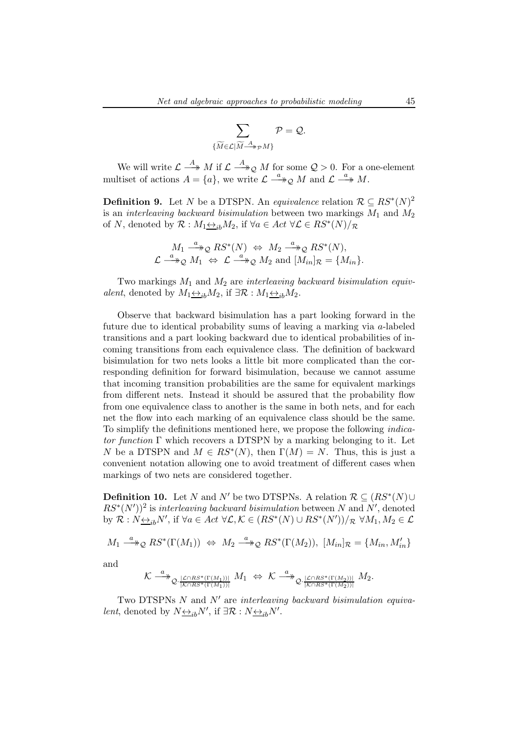$$\sum_{\{\widetilde{M}\in\mathcal{L}\mid \widetilde{M}\xrightarrow{A}\!\!\!\!\!\rightarrow_{\mathcal{P}} M\}} \mathcal{P} = \mathcal{Q}.$$

We will write $\mathcal{L} \xrightarrow{A}\!\!\!\!\!\rightarrow M$ if $\mathcal{L} \xrightarrow{A}\!\!\!\!\!\rightarrow_{\mathcal{Q}} M$ for some $\mathcal{Q} > 0$. For a one-element multiset of actions $A = \{a\}$, we write $\mathcal{L} \xrightarrow{a}\!\!\!\!\!\rightarrow_{\mathcal{Q}} M$ and $\mathcal{L} \xrightarrow{a}\!\!\!\!\!\rightarrow M$.

**Definition 9.** Let $N$ be a DTSPN. An *equivalence* relation $\mathcal{R} \subseteq RS^*(N)^2$ is an *interleaving backward bisimulation* between two markings $M_1$ and $M_2$ of $N$, denoted by $\mathcal{R} : M_1 \underline{\leftrightarrow}_{ib} M_2$, if $\forall a \in Act\ \forall \mathcal{L} \in RS^*(N)/_{\mathcal{R}}$

$$M_1 \xrightarrow{a}\!\!\!\!\!\rightarrow_{\mathcal{Q}} RS^*(N) \ \Leftrightarrow\ M_2 \xrightarrow{a}\!\!\!\!\!\rightarrow_{\mathcal{Q}} RS^*(N),$$
$$\mathcal{L} \xrightarrow{a}\!\!\!\!\!\rightarrow_{\mathcal{Q}} M_1 \ \Leftrightarrow\ \mathcal{L} \xrightarrow{a}\!\!\!\!\!\rightarrow_{\mathcal{Q}} M_2 \text{ and } [M_{in}]_{\mathcal{R}} = \{M_{in}\}.$$

Two markings $M_1$ and $M_2$ are *interleaving backward bisimulation equivalent*, denoted by $M_1 \underline{\leftrightarrow}_{ib} M_2$, if $\exists \mathcal{R} : M_1 \underline{\leftrightarrow}_{ib} M_2$.

Observe that backward bisimulation has a part looking forward in the future due to identical probability sums of leaving a marking via $a$-labeled transitions and a part looking backward due to identical probabilities of incoming transitions from each equivalence class. The definition of backward bisimulation for two nets looks a little bit more complicated than the corresponding definition for forward bisimulation, because we cannot assume that incoming transition probabilities are the same for equivalent markings from different nets. Instead it should be assured that the probability flow from one equivalence class to another is the same in both nets, and for each net the flow into each marking of an equivalence class should be the same. To simplify the definitions mentioned here, we propose the following *indicator function* $\Gamma$ which recovers a DTSPN by a marking belonging to it. Let $N$ be a DTSPN and $M \in RS^*(N)$, then $\Gamma(M) = N$. Thus, this is just a convenient notation allowing one to avoid treatment of different cases when markings of two nets are considered together.

**Definition 10.** Let $N$ and $N'$ be two DTSPNs. A relation $\mathcal{R} \subseteq (RS^*(N) \cup RS^*(N'))^2$ is *interleaving backward bisimulation* between $N$ and $N'$, denoted by $\mathcal{R} : N \underline{\leftrightarrow}_{ib} N'$, if $\forall a \in Act\ \forall \mathcal{L}, \mathcal{K} \in (RS^*(N) \cup RS^*(N'))/_{\mathcal{R}}\ \forall M_1, M_2 \in \mathcal{L}$

$$M_1 \xrightarrow{a}\!\!\!\!\!\rightarrow_{\mathcal{Q}} RS^*(\Gamma(M_1)) \ \Leftrightarrow\ M_2 \xrightarrow{a}\!\!\!\!\!\rightarrow_{\mathcal{Q}} RS^*(\Gamma(M_2)),\ [M_{in}]_{\mathcal{R}} = \{M_{in}, M'_{in}\}$$

and

$$\mathcal{K} \xrightarrow{a}\!\!\!\!\!\rightarrow_{\mathcal{Q}\cdot\frac{|\mathcal{L}\cap RS^*(\Gamma(M_1))|}{|\mathcal{K}\cap RS^*(\Gamma(M_1))|}} M_1 \ \Leftrightarrow\ \mathcal{K} \xrightarrow{a}\!\!\!\!\!\rightarrow_{\mathcal{Q}\cdot\frac{|\mathcal{L}\cap RS^*(\Gamma(M_2))|}{|\mathcal{K}\cap RS^*(\Gamma(M_2))|}} M_2.$$

Two DTSPNs $N$ and $N'$ are *interleaving backward bisimulation equivalent*, denoted by $N \underline{\leftrightarrow}_{ib} N'$, if $\exists \mathcal{R} : N \underline{\leftrightarrow}_{ib} N'$.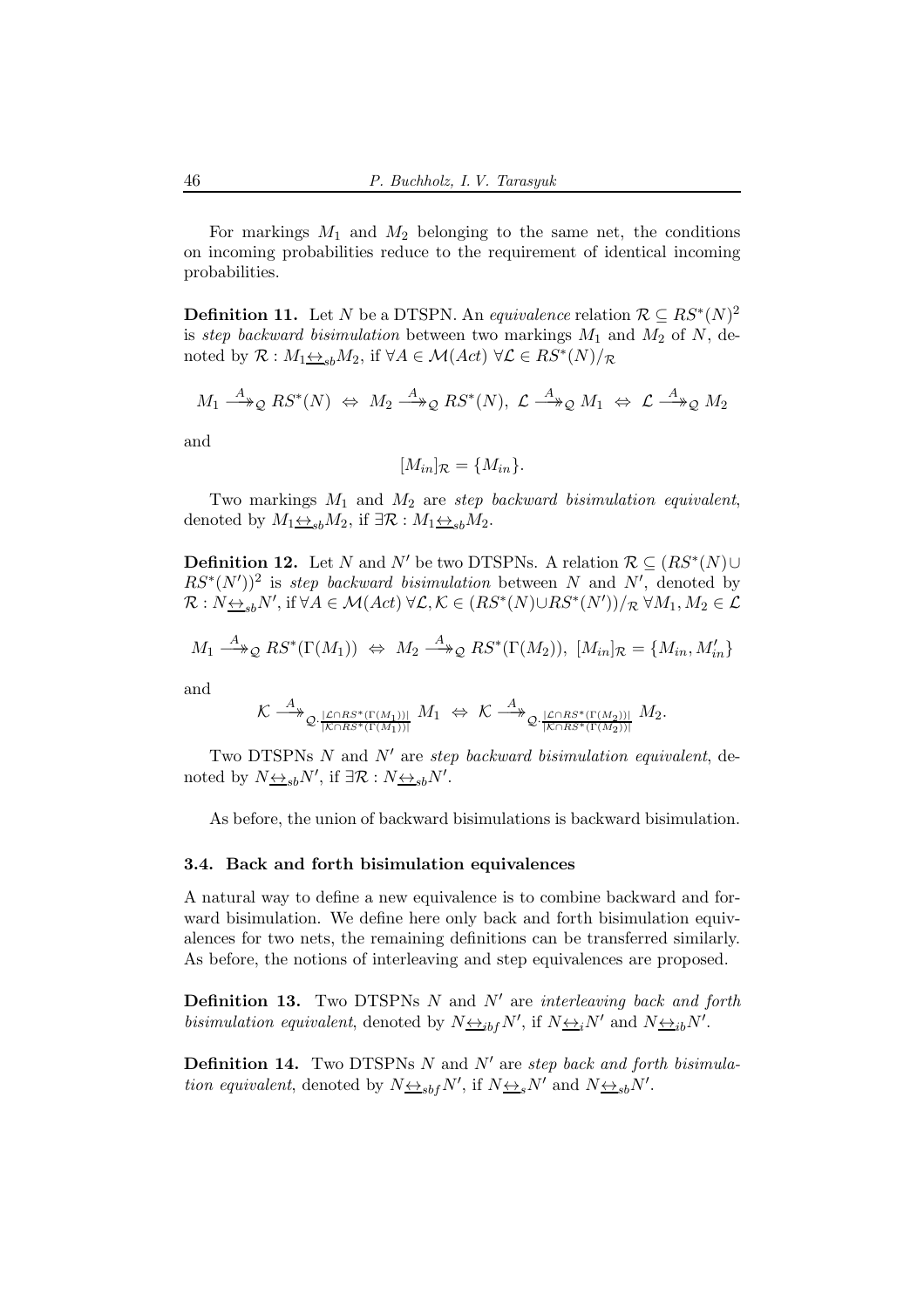For markings $M_1$ and $M_2$ belonging to the same net, the conditions on incoming probabilities reduce to the requirement of identical incoming probabilities.

**Definition 11.** Let $N$ be a DTSPN. An *equivalence* relation $\mathcal{R} \subseteq RS^*(N)^2$ is *step backward bisimulation* between two markings $M_1$ and $M_2$ of $N$, denoted by $\mathcal{R} : M_1 \underline{\leftrightarrow}_{sb} M_2$, if $\forall A \in \mathcal{M}(Act)\ \forall \mathcal{L} \in RS^*(N)/_{\mathcal{R}}$

$$M_1 \xrightarrow{A}\!\!\!\!\!\rightarrow_{\mathcal{Q}} RS^*(N) \ \Leftrightarrow\ M_2 \xrightarrow{A}\!\!\!\!\!\rightarrow_{\mathcal{Q}} RS^*(N),\ \mathcal{L} \xrightarrow{A}\!\!\!\!\!\rightarrow_{\mathcal{Q}} M_1 \ \Leftrightarrow\ \mathcal{L} \xrightarrow{A}\!\!\!\!\!\rightarrow_{\mathcal{Q}} M_2$$

and

$$[M_{in}]_{\mathcal{R}} = \{M_{in}\}.$$

Two markings $M_1$ and $M_2$ are *step backward bisimulation equivalent*, denoted by $M_1 \underline{\leftrightarrow}_{sb} M_2$, if $\exists \mathcal{R} : M_1 \underline{\leftrightarrow}_{sb} M_2$.

**Definition 12.** Let $N$ and $N'$ be two DTSPNs. A relation $\mathcal{R} \subseteq (RS^*(N) \cup RS^*(N'))^2$ is *step backward bisimulation* between $N$ and $N'$, denoted by $\mathcal{R} : N \underline{\leftrightarrow}_{sb} N'$, if $\forall A \in \mathcal{M}(Act)\ \forall \mathcal{L}, \mathcal{K} \in (RS^*(N) \cup RS^*(N'))/_{\mathcal{R}}\ \forall M_1, M_2 \in \mathcal{L}$

$$M_1 \xrightarrow{A}\!\!\!\!\!\rightarrow_{\mathcal{Q}} RS^*(\Gamma(M_1)) \ \Leftrightarrow\ M_2 \xrightarrow{A}\!\!\!\!\!\rightarrow_{\mathcal{Q}} RS^*(\Gamma(M_2)),\ [M_{in}]_{\mathcal{R}} = \{M_{in}, M'_{in}\}$$

and

$$\mathcal{K} \xrightarrow{A}\!\!\!\!\!\rightarrow_{\mathcal{Q}\cdot\frac{|\mathcal{L} \cap RS^*(\Gamma(M_1))|}{|\mathcal{K} \cap RS^*(\Gamma(M_1))|}} M_1 \ \Leftrightarrow\ \mathcal{K} \xrightarrow{A}\!\!\!\!\!\rightarrow_{\mathcal{Q}\cdot\frac{|\mathcal{L} \cap RS^*(\Gamma(M_2))|}{|\mathcal{K} \cap RS^*(\Gamma(M_2))|}} M_2.$$

Two DTSPNs $N$ and $N'$ are *step backward bisimulation equivalent*, denoted by $N \underline{\leftrightarrow}_{sb} N'$, if $\exists \mathcal{R} : N \underline{\leftrightarrow}_{sb} N'$.

As before, the union of backward bisimulations is backward bisimulation.

### 3.4. Back and forth bisimulation equivalences

A natural way to define a new equivalence is to combine backward and forward bisimulation. We define here only back and forth bisimulation equivalences for two nets, the remaining definitions can be transferred similarly. As before, the notions of interleaving and step equivalences are proposed.

**Definition 13.** Two DTSPNs $N$ and $N'$ are *interleaving back and forth bisimulation equivalent*, denoted by $N \underline{\leftrightarrow}_{ibf} N'$, if $N \underline{\leftrightarrow}_{i} N'$ and $N \underline{\leftrightarrow}_{ib} N'$.

**Definition 14.** Two DTSPNs $N$ and $N'$ are *step back and forth bisimulation equivalent*, denoted by $N \underline{\leftrightarrow}_{sbf} N'$, if $N \underline{\leftrightarrow}_{s} N'$ and $N \underline{\leftrightarrow}_{sb} N'$.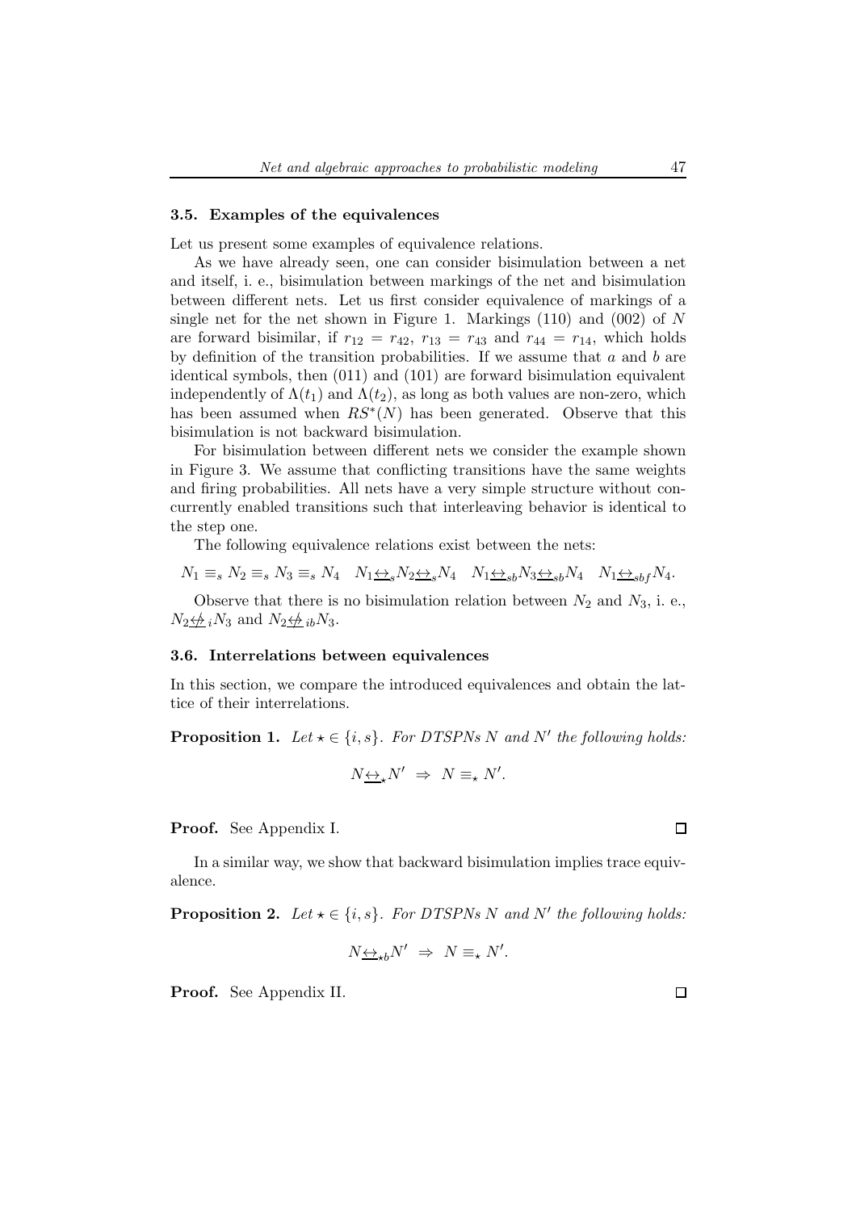### 3.5. Examples of the equivalences

Let us present some examples of equivalence relations.

As we have already seen, one can consider bisimulation between a net and itself, i. e., bisimulation between markings of the net and bisimulation between different nets. Let us first consider equivalence of markings of a single net for the net shown in Figure 1. Markings (110) and (002) of $N$ are forward bisimilar, if $r_{12} = r_{42}$, $r_{13} = r_{43}$ and $r_{44} = r_{14}$, which holds by definition of the transition probabilities. If we assume that $a$ and $b$ are identical symbols, then (011) and (101) are forward bisimulation equivalent independently of $\Lambda(t_1)$ and $\Lambda(t_2)$, as long as both values are non-zero, which has been assumed when $RS^*(N)$ has been generated. Observe that this bisimulation is not backward bisimulation.

For bisimulation between different nets we consider the example shown in Figure 3. We assume that conflicting transitions have the same weights and firing probabilities. All nets have a very simple structure without concurrently enabled transitions such that interleaving behavior is identical to the step one.

The following equivalence relations exist between the nets:

$$N_1 \equiv_s N_2 \equiv_s N_3 \equiv_s N_4 \quad N_1 \underline{\leftrightarrow}_s N_2 \underline{\leftrightarrow}_s N_4 \quad N_1 \underline{\leftrightarrow}_{sb} N_3 \underline{\leftrightarrow}_{sb} N_4 \quad N_1 \underline{\leftrightarrow}_{sbf} N_4.$$

Observe that there is no bisimulation relation between $N_2$ and $N_3$, i. e., $N_2 \underline{\not\leftrightarrow}_i N_3$ and $N_2 \underline{\not\leftrightarrow}_{ib} N_3$.

### 3.6. Interrelations between equivalences

In this section, we compare the introduced equivalences and obtain the lattice of their interrelations.

**Proposition 1.** *Let $\star \in \{i, s\}$. For DTSPNs $N$ and $N'$ the following holds:*

$$N \underline{\leftrightarrow}_\star N' \;\Rightarrow\; N \equiv_\star N'.$$

**Proof.** See Appendix I. □

In a similar way, we show that backward bisimulation implies trace equivalence.

**Proposition 2.** *Let $\star \in \{i, s\}$. For DTSPNs $N$ and $N'$ the following holds:*

$$N \underline{\leftrightarrow}_{\star b} N' \;\Rightarrow\; N \equiv_\star N'.$$

**Proof.** See Appendix II. □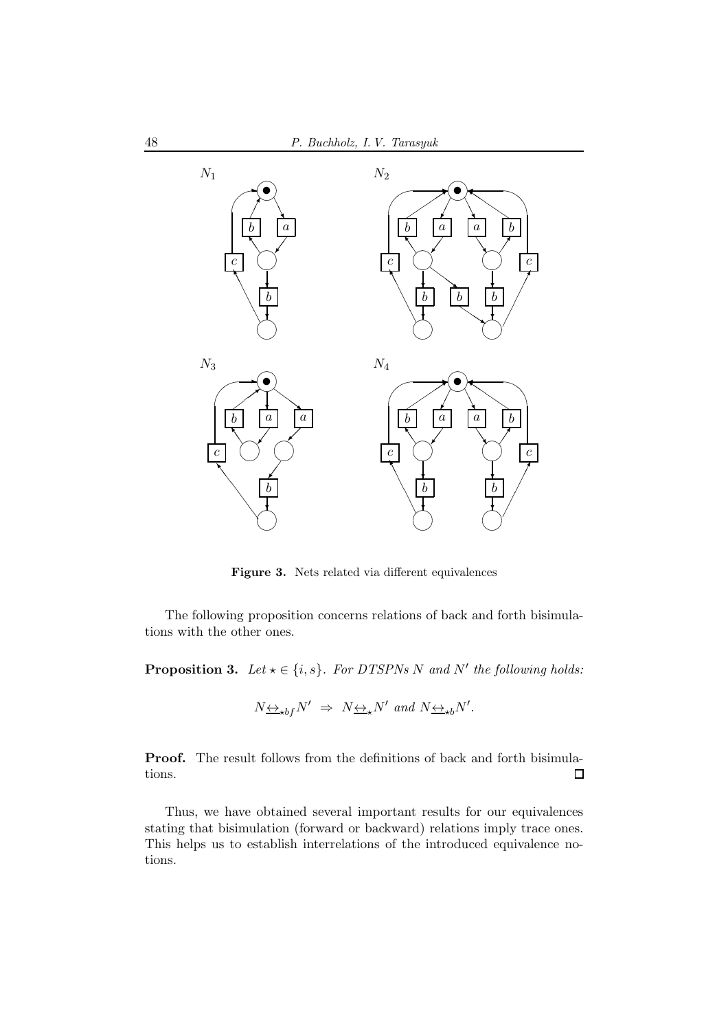Figure 3. Nets related via different equivalences

The following proposition concerns relations of back and forth bisimulations with the other ones.

**Proposition 3.** *Let $\star \in \{i, s\}$. For DTSPNs $N$ and $N'$ the following holds:*

$$N \underline{\leftrightarrow}_{\star bf} N' \;\Rightarrow\; N \underline{\leftrightarrow}_{\star} N' \text{ and } N \underline{\leftrightarrow}_{\star b} N'.$$

**Proof.** The result follows from the definitions of back and forth bisimulations. $\square$

Thus, we have obtained several important results for our equivalences stating that bisimulation (forward or backward) relations imply trace ones. This helps us to establish interrelations of the introduced equivalence notions.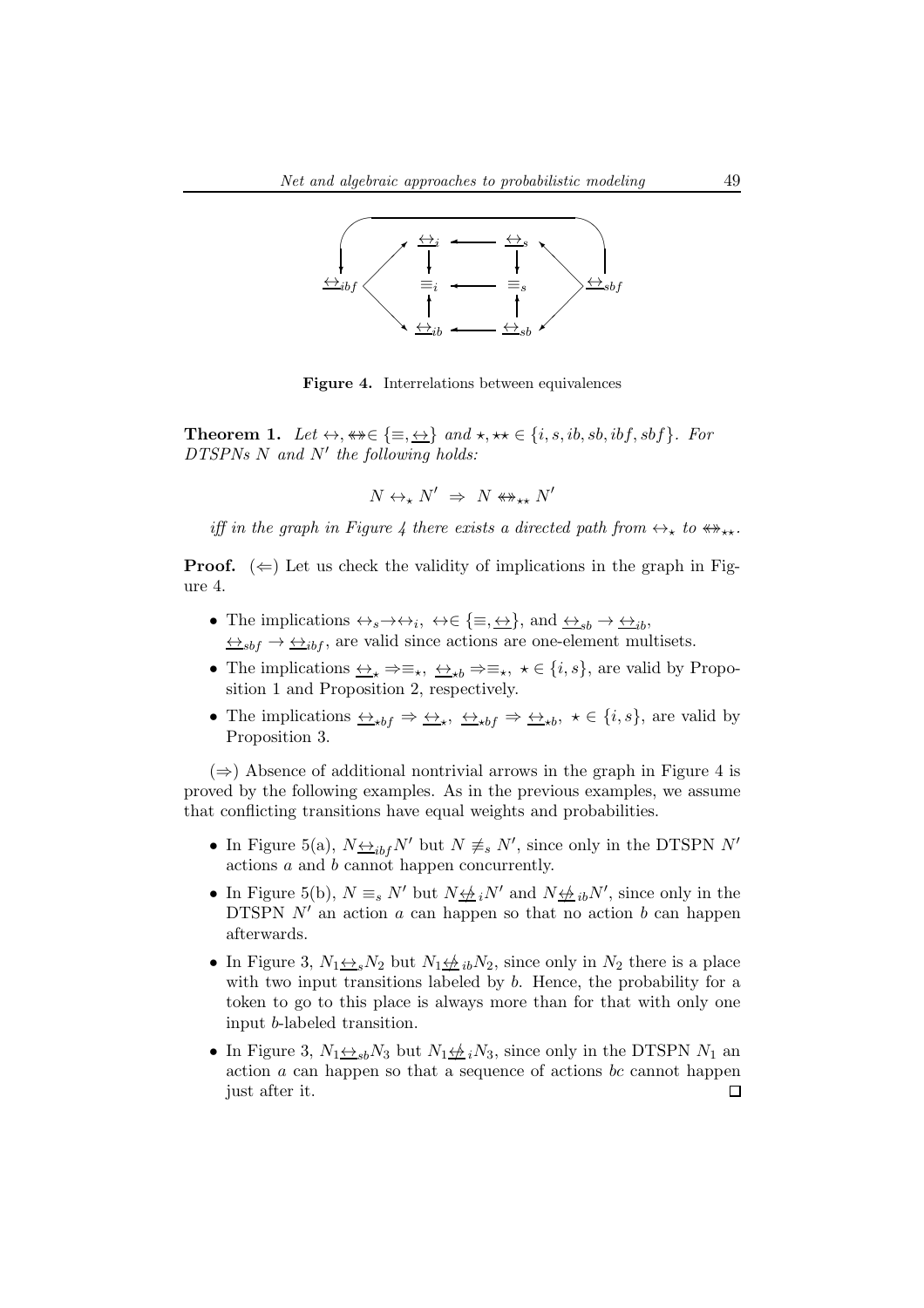Figure 4. Interrelations between equivalences

**Theorem 1.** *Let* $\leftrightarrow, \leftrightarrow\!\!\!\!\leftrightarrow \in \{\equiv, \underline{\leftrightarrow}\}$ *and* $\star, \star\star \in \{i, s, ib, sb, ibf, sbf\}$. *For DTSPNs $N$ and $N'$ the following holds:*

$$N \leftrightarrow_\star N' \;\Rightarrow\; N \leftrightarrow\!\!\!\!\leftrightarrow_{\star\star} N'$$

*iff in the graph in Figure 4 there exists a directed path from* $\leftrightarrow_\star$ *to* $\leftrightarrow\!\!\!\!\leftrightarrow_{\star\star}$.

**Proof.** $(\Leftarrow)$ Let us check the validity of implications in the graph in Figure 4.

- The implications $\leftrightarrow_s \to \leftrightarrow_i$, $\leftrightarrow \in \{\equiv, \underline{\leftrightarrow}\}$, and $\underline{\leftrightarrow}_{sb} \to \underline{\leftrightarrow}_{ib}$, $\underline{\leftrightarrow}_{sbf} \to \underline{\leftrightarrow}_{ibf}$, are valid since actions are one-element multisets.
- The implications $\underline{\leftrightarrow}_\star \Rightarrow \equiv_\star$, $\underline{\leftrightarrow}_{\star b} \Rightarrow \equiv_\star$, $\star \in \{i, s\}$, are valid by Proposition 1 and Proposition 2, respectively.
- The implications $\underline{\leftrightarrow}_{\star bf} \Rightarrow \underline{\leftrightarrow}_\star$, $\underline{\leftrightarrow}_{\star bf} \Rightarrow \underline{\leftrightarrow}_{\star b}$, $\star \in \{i, s\}$, are valid by Proposition 3.

$(\Rightarrow)$ Absence of additional nontrivial arrows in the graph in Figure 4 is proved by the following examples. As in the previous examples, we assume that conflicting transitions have equal weights and probabilities.

- In Figure 5(a), $N \underline{\leftrightarrow}_{ibf} N'$ but $N \not\equiv_s N'$, since only in the DTSPN $N'$ actions $a$ and $b$ cannot happen concurrently.
- In Figure 5(b), $N \equiv_s N'$ but $N \underline{\not\leftrightarrow}_i N'$ and $N \underline{\not\leftrightarrow}_{ib} N'$, since only in the DTSPN $N'$ an action $a$ can happen so that no action $b$ can happen afterwards.
- In Figure 3, $N_1 \underline{\leftrightarrow}_s N_2$ but $N_1 \underline{\not\leftrightarrow}_{ib} N_2$, since only in $N_2$ there is a place with two input transitions labeled by $b$. Hence, the probability for a token to go to this place is always more than for that with only one input $b$-labeled transition.
- In Figure 3, $N_1 \underline{\leftrightarrow}_{sb} N_3$ but $N_1 \underline{\not\leftrightarrow}_i N_3$, since only in the DTSPN $N_1$ an action $a$ can happen so that a sequence of actions $bc$ cannot happen just after it. □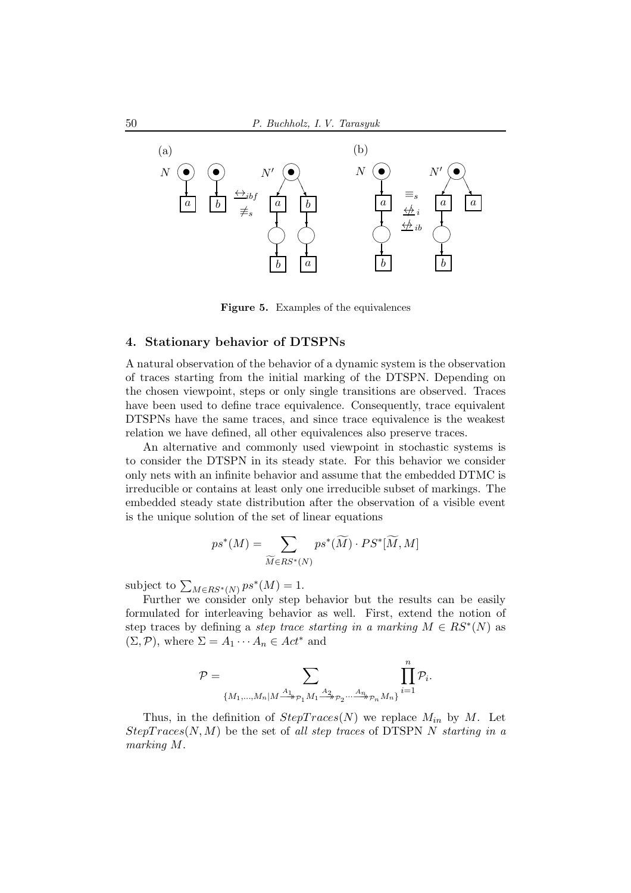**Figure 5.** Examples of the equivalences

## 4. Stationary behavior of DTSPNs

A natural observation of the behavior of a dynamic system is the observation of traces starting from the initial marking of the DTSPN. Depending on the chosen viewpoint, steps or only single transitions are observed. Traces have been used to define trace equivalence. Consequently, trace equivalent DTSPNs have the same traces, and since trace equivalence is the weakest relation we have defined, all other equivalences also preserve traces.

An alternative and commonly used viewpoint in stochastic systems is to consider the DTSPN in its steady state. For this behavior we consider only nets with an infinite behavior and assume that the embedded DTMC is irreducible or contains at least only one irreducible subset of markings. The embedded steady state distribution after the observation of a visible event is the unique solution of the set of linear equations

$$ps^*(M) = \sum_{\widetilde{M} \in RS^*(N)} ps^*(\widetilde{M}) \cdot PS^*[\widetilde{M}, M]$$

subject to $\sum_{M \in RS^*(N)} ps^*(M) = 1$.

Further we consider only step behavior but the results can be easily formulated for interleaving behavior as well. First, extend the notion of step traces by defining a *step trace starting in a marking* $M \in RS^*(N)$ as $(\Sigma, \mathcal{P})$, where $\Sigma = A_1 \cdots A_n \in Act^*$ and

$$\mathcal{P} = \sum_{\{M_1,\ldots,M_n | M \xrightarrow{A_1}\!\!\!\!\rightarrow_{\mathcal{P}_1} M_1 \xrightarrow{A_2}\!\!\!\!\rightarrow_{\mathcal{P}_2} \cdots \xrightarrow{A_n}\!\!\!\!\rightarrow_{\mathcal{P}_n} M_n\}} \prod_{i=1}^{n} \mathcal{P}_i.$$

Thus, in the definition of $StepTraces(N)$ we replace $M_{in}$ by $M$. Let $StepTraces(N, M)$ be the set of *all step traces* of DTSPN $N$ *starting in a marking* $M$.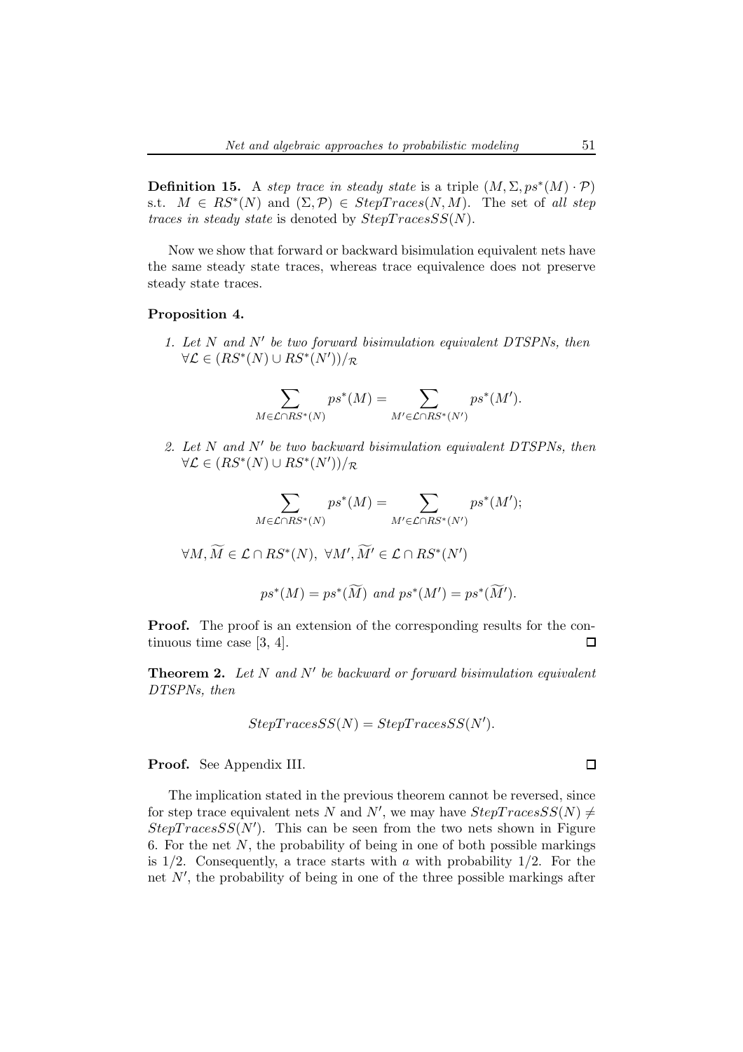**Definition 15.** A *step trace in steady state* is a triple $(M, \Sigma, ps^*(M) \cdot \mathcal{P})$ s.t. $M \in RS^*(N)$ and $(\Sigma, \mathcal{P}) \in StepTraces(N, M)$. The set of *all step traces in steady state* is denoted by $StepTracesSS(N)$.

Now we show that forward or backward bisimulation equivalent nets have the same steady state traces, whereas trace equivalence does not preserve steady state traces.

**Proposition 4.**

1. *Let $N$ and $N'$ be two forward bisimulation equivalent DTSPNs, then* $\forall \mathcal{L} \in (RS^*(N) \cup RS^*(N'))/_{\mathcal{R}}$

$$\sum_{M \in \mathcal{L} \cap RS^*(N)} ps^*(M) = \sum_{M' \in \mathcal{L} \cap RS^*(N')} ps^*(M').$$

2. *Let $N$ and $N'$ be two backward bisimulation equivalent DTSPNs, then* $\forall \mathcal{L} \in (RS^*(N) \cup RS^*(N'))/_{\mathcal{R}}$

$$\sum_{M \in \mathcal{L} \cap RS^*(N)} ps^*(M) = \sum_{M' \in \mathcal{L} \cap RS^*(N')} ps^*(M');$$

$\forall M, \widetilde{M} \in \mathcal{L} \cap RS^*(N),\ \forall M', \widetilde{M}' \in \mathcal{L} \cap RS^*(N')$

$$ps^*(M) = ps^*(\widetilde{M}) \text{ and } ps^*(M') = ps^*(\widetilde{M}').$$

**Proof.** The proof is an extension of the corresponding results for the continuous time case [3, 4]. □

**Theorem 2.** *Let $N$ and $N'$ be backward or forward bisimulation equivalent DTSPNs, then*

$$StepTracesSS(N) = StepTracesSS(N').$$

**Proof.** See Appendix III. □

The implication stated in the previous theorem cannot be reversed, since for step trace equivalent nets $N$ and $N'$, we may have $StepTracesSS(N) \neq StepTracesSS(N')$. This can be seen from the two nets shown in Figure 6. For the net $N$, the probability of being in one of both possible markings is $1/2$. Consequently, a trace starts with $a$ with probability $1/2$. For the net $N'$, the probability of being in one of the three possible markings after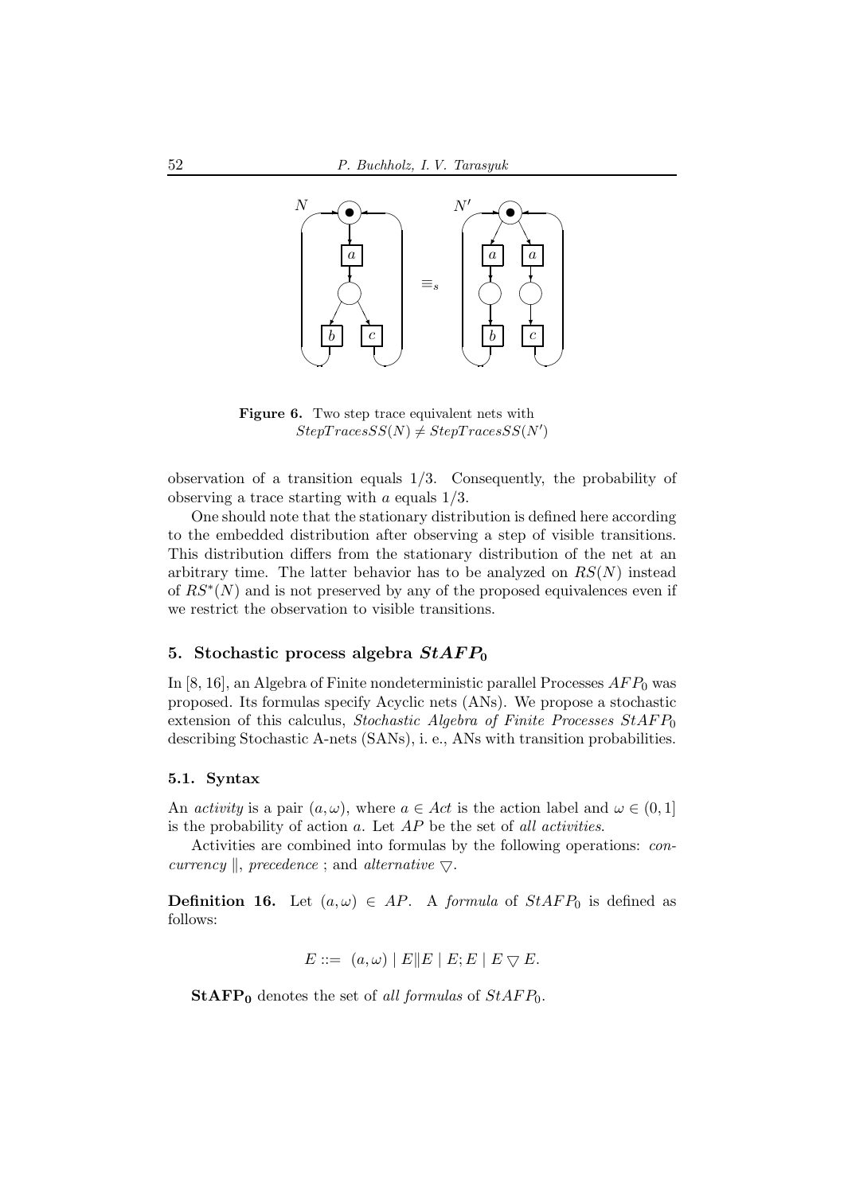**Figure 6.** Two step trace equivalent nets with $StepTracesSS(N) \neq StepTracesSS(N')$

observation of a transition equals 1/3. Consequently, the probability of observing a trace starting with $a$ equals 1/3.

One should note that the stationary distribution is defined here according to the embedded distribution after observing a step of visible transitions. This distribution differs from the stationary distribution of the net at an arbitrary time. The latter behavior has to be analyzed on $RS(N)$ instead of $RS^*(N)$ and is not preserved by any of the proposed equivalences even if we restrict the observation to visible transitions.

## 5. Stochastic process algebra $StAFP_0$

In [8, 16], an Algebra of Finite nondeterministic parallel Processes $AFP_0$ was proposed. Its formulas specify Acyclic nets (ANs). We propose a stochastic extension of this calculus, *Stochastic Algebra of Finite Processes* $StAFP_0$ describing Stochastic A-nets (SANs), i. e., ANs with transition probabilities.

### 5.1. Syntax

An *activity* is a pair $(a, \omega)$, where $a \in Act$ is the action label and $\omega \in (0, 1]$ is the probability of action $a$. Let $AP$ be the set of *all activities*.

Activities are combined into formulas by the following operations: *concurrency* $\|$, *precedence* ; and *alternative* $\bigtriangledown$.

**Definition 16.** Let $(a, \omega) \in AP$. A *formula* of $StAFP_0$ is defined as follows:

$$E ::= \ (a, \omega) \mid E\|E \mid E; E \mid E \bigtriangledown E.$$

$\mathbf{StAFP_0}$ denotes the set of *all formulas* of $StAFP_0$.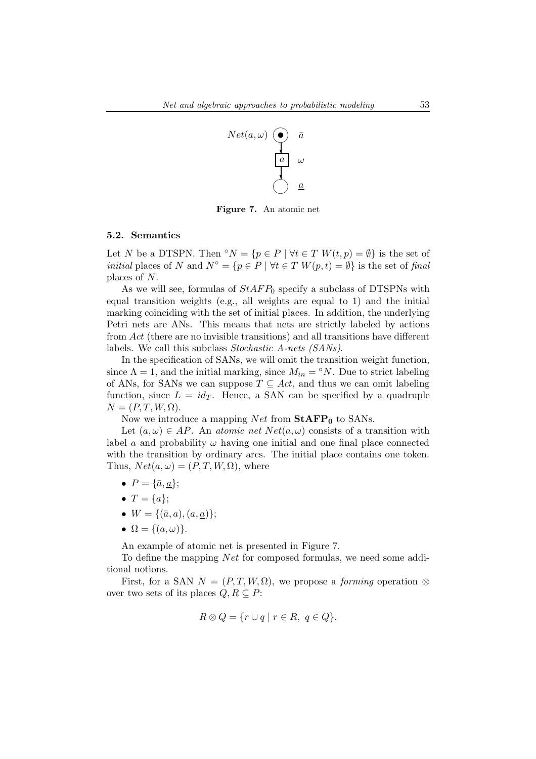$Net(a, \omega)$ $\bar{a}$ $a$ $\omega$ $\underline{a}$

**Figure 7.** An atomic net

### 5.2. Semantics

Let $N$ be a DTSPN. Then ${}^{\circ}N = \{p \in P \mid \forall t \in T \ W(t,p) = \emptyset\}$ is the set of *initial* places of $N$ and $N^{\circ} = \{p \in P \mid \forall t \in T \ W(p,t) = \emptyset\}$ is the set of *final* places of $N$.

As we will see, formulas of $StAFP_0$ specify a subclass of DTSPNs with equal transition weights (e.g., all weights are equal to 1) and the initial marking coinciding with the set of initial places. In addition, the underlying Petri nets are ANs. This means that nets are strictly labeled by actions from $Act$ (there are no invisible transitions) and all transitions have different labels. We call this subclass *Stochastic A-nets (SANs)*.

In the specification of SANs, we will omit the transition weight function, since $\Lambda = 1$, and the initial marking, since $M_{in} = {}^{\circ}N$. Due to strict labeling of ANs, for SANs we can suppose $T \subseteq Act$, and thus we can omit labeling function, since $L = id_T$. Hence, a SAN can be specified by a quadruple $N = (P, T, W, \Omega)$.

Now we introduce a mapping $Net$ from $\mathbf{StAFP_0}$ to SANs.

Let $(a, \omega) \in AP$. An *atomic net* $Net(a, \omega)$ consists of a transition with label $a$ and probability $\omega$ having one initial and one final place connected with the transition by ordinary arcs. The initial place contains one token. Thus, $Net(a, \omega) = (P, T, W, \Omega)$, where

- $P = \{\bar{a}, \underline{a}\}$;
- $T = \{a\}$;
- $W = \{(\bar{a}, a), (a, \underline{a})\}$;
- $\Omega = \{(a, \omega)\}$.

An example of atomic net is presented in Figure 7.

To define the mapping $Net$ for composed formulas, we need some additional notions.

First, for a SAN $N = (P, T, W, \Omega)$, we propose a *forming* operation $\otimes$ over two sets of its places $Q, R \subseteq P$:

$$R \otimes Q = \{r \cup q \mid r \in R, \ q \in Q\}.$$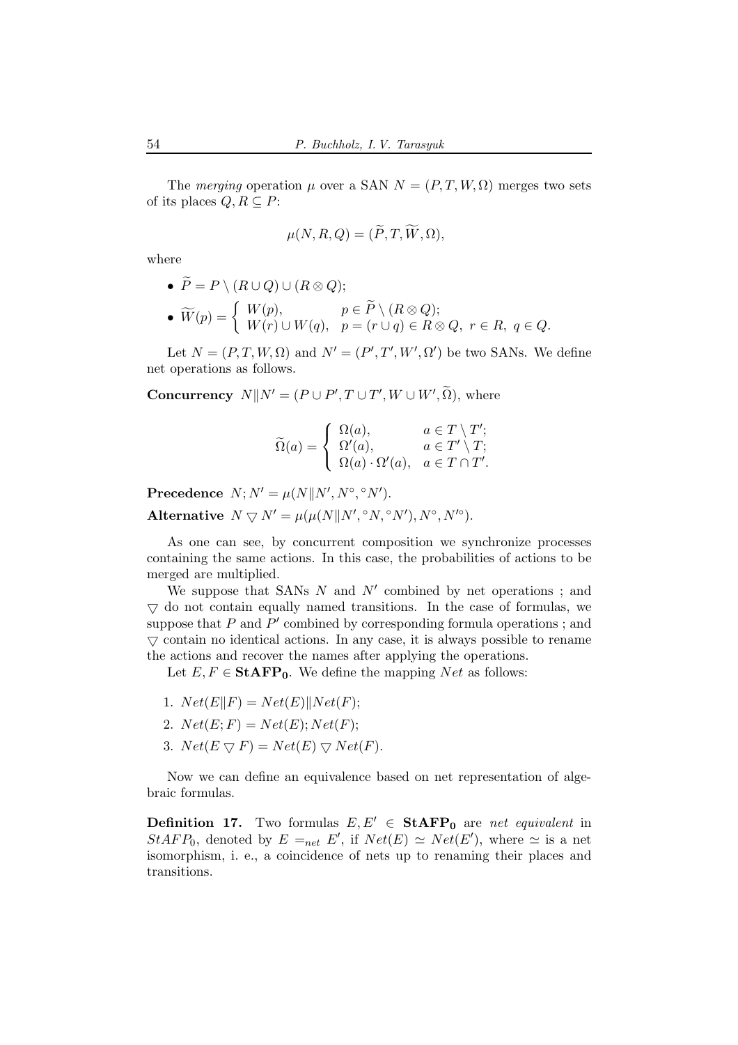The *merging* operation $\mu$ over a SAN $N = (P, T, W, \Omega)$ merges two sets of its places $Q, R \subseteq P$:

$$\mu(N, R, Q) = (\widetilde{P}, T, \widetilde{W}, \Omega),$$

where

- $\widetilde{P} = P \setminus (R \cup Q) \cup (R \otimes Q)$;
- $\widetilde{W}(p) = \begin{cases} W(p), & p \in \widetilde{P} \setminus (R \otimes Q); \\ W(r) \cup W(q), & p = (r \cup q) \in R \otimes Q,\ r \in R,\ q \in Q. \end{cases}$

Let $N = (P, T, W, \Omega)$ and $N' = (P', T', W', \Omega')$ be two SANs. We define net operations as follows.

**Concurrency** $N \| N' = (P \cup P', T \cup T', W \cup W', \widetilde{\Omega})$, where

$$\widetilde{\Omega}(a) = \begin{cases} \Omega(a), & a \in T \setminus T'; \\ \Omega'(a), & a \in T' \setminus T; \\ \Omega(a) \cdot \Omega'(a), & a \in T \cap T'. \end{cases}$$

**Precedence** $N; N' = \mu(N \| N', N^{\circ}, {}^{\circ}N')$.

**Alternative** $N \bigtriangledown N' = \mu(\mu(N \| N', {}^{\circ}N, {}^{\circ}N'), N^{\circ}, N'^{\circ})$.

As one can see, by concurrent composition we synchronize processes containing the same actions. In this case, the probabilities of actions to be merged are multiplied.

We suppose that SANs $N$ and $N'$ combined by net operations ; and $\bigtriangledown$ do not contain equally named transitions. In the case of formulas, we suppose that $P$ and $P'$ combined by corresponding formula operations ; and $\bigtriangledown$ contain no identical actions. In any case, it is always possible to rename the actions and recover the names after applying the operations.

Let $E, F \in \mathbf{StAFP_0}$. We define the mapping $Net$ as follows:

1. $Net(E \| F) = Net(E) \| Net(F)$;
2. $Net(E; F) = Net(E); Net(F)$;
3. $Net(E \bigtriangledown F) = Net(E) \bigtriangledown Net(F)$.

Now we can define an equivalence based on net representation of algebraic formulas.

**Definition 17.** Two formulas $E, E' \in \mathbf{StAFP_0}$ are *net equivalent* in $StAFP_0$, denoted by $E =_{net} E'$, if $Net(E) \simeq Net(E')$, where $\simeq$ is a net isomorphism, i. e., a coincidence of nets up to renaming their places and transitions.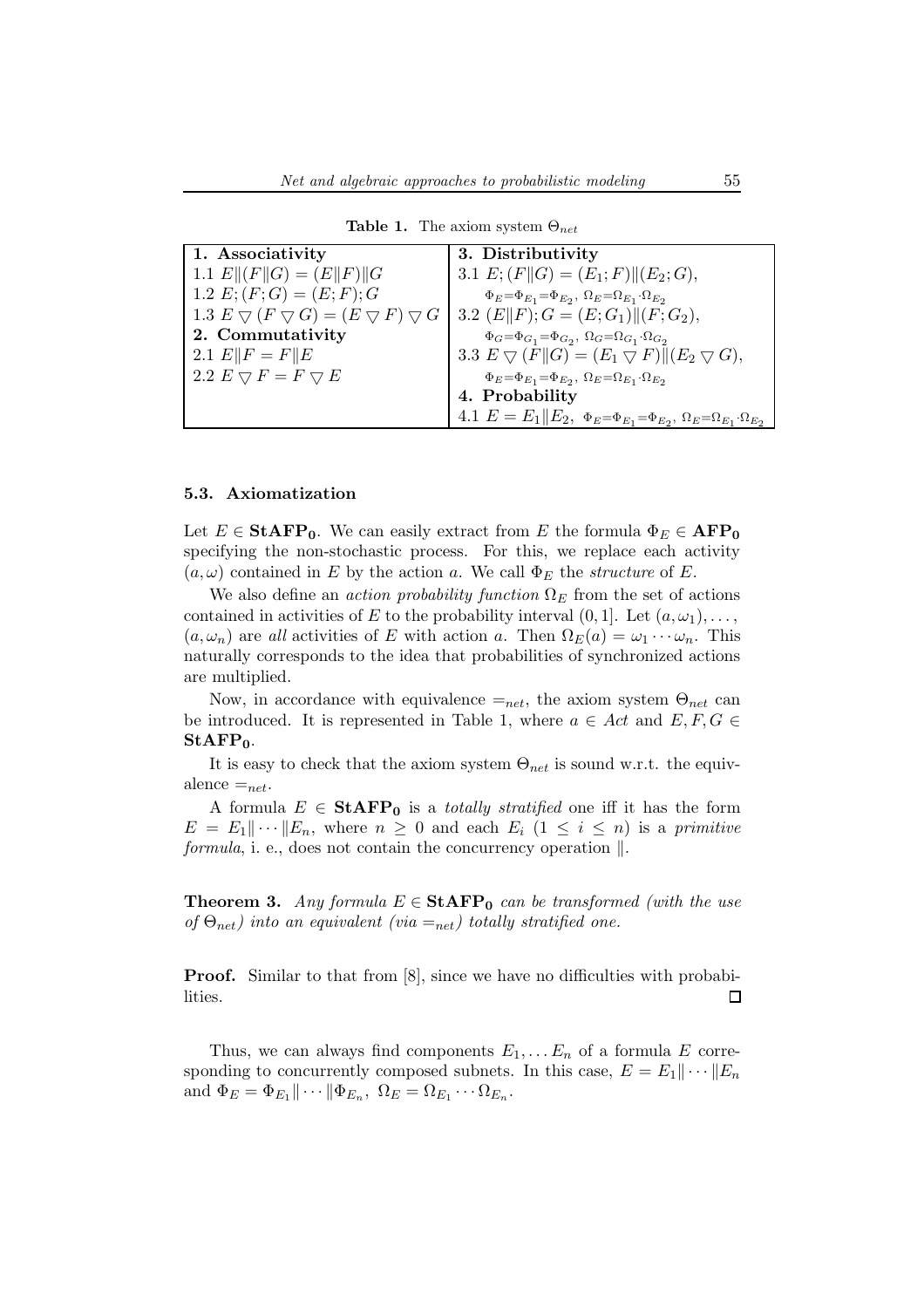**Table 1.** The axiom system $\Theta_{net}$

| **1. Associativity** | **3. Distributivity** |
|---|---|
| 1.1 $E\|(F\|G) = (E\|F)\|G$ | 3.1 $E;(F\|G) = (E_1;F)\|(E_2;G)$, $\Phi_E{=}\Phi_{E_1}{=}\Phi_{E_2},\ \Omega_E{=}\Omega_{E_1}{\cdot}\Omega_{E_2}$ |
| 1.2 $E;(F;G) = (E;F);G$ | 3.2 $(E\|F);G = (E;G_1)\|(F;G_2)$, $\Phi_G{=}\Phi_{G_1}{=}\Phi_{G_2},\ \Omega_G{=}\Omega_{G_1}{\cdot}\Omega_{G_2}$ |
| 1.3 $E \bigtriangledown (F \bigtriangledown G) = (E \bigtriangledown F) \bigtriangledown G$ | 3.3 $E \bigtriangledown (F\|G) = (E_1 \bigtriangledown F)\|(E_2 \bigtriangledown G)$, $\Phi_E{=}\Phi_{E_1}{=}\Phi_{E_2},\ \Omega_E{=}\Omega_{E_1}{\cdot}\Omega_{E_2}$ |
| **2. Commutativity** | **4. Probability** |
| 2.1 $E\|F = F\|E$ | 4.1 $E = E_1\|E_2,\ \Phi_E{=}\Phi_{E_1}{=}\Phi_{E_2},\ \Omega_E{=}\Omega_{E_1}{\cdot}\Omega_{E_2}$ |
| 2.2 $E \bigtriangledown F = F \bigtriangledown E$ | |

### 5.3. Axiomatization

Let $E \in \mathbf{StAFP_0}$. We can easily extract from $E$ the formula $\Phi_E \in \mathbf{AFP_0}$ specifying the non-stochastic process. For this, we replace each activity $(a, \omega)$ contained in $E$ by the action $a$. We call $\Phi_E$ the *structure* of $E$.

We also define an *action probability function* $\Omega_E$ from the set of actions contained in activities of $E$ to the probability interval $(0, 1]$. Let $(a, \omega_1), \ldots, (a, \omega_n)$ are *all* activities of $E$ with action $a$. Then $\Omega_E(a) = \omega_1 \cdots \omega_n$. This naturally corresponds to the idea that probabilities of synchronized actions are multiplied.

Now, in accordance with equivalence $=_{net}$, the axiom system $\Theta_{net}$ can be introduced. It is represented in Table 1, where $a \in Act$ and $E, F, G \in \mathbf{StAFP_0}$.

It is easy to check that the axiom system $\Theta_{net}$ is sound w.r.t. the equivalence $=_{net}$.

A formula $E \in \mathbf{StAFP_0}$ is a *totally stratified* one iff it has the form $E = E_1\|\cdots\|E_n$, where $n \geq 0$ and each $E_i$ $(1 \leq i \leq n)$ is a *primitive formula*, i. e., does not contain the concurrency operation $\|$.

**Theorem 3.** *Any formula $E \in \mathbf{StAFP_0}$ can be transformed (with the use of $\Theta_{net}$) into an equivalent (via $=_{net}$) totally stratified one.*

**Proof.** Similar to that from [8], since we have no difficulties with probabilities. □

Thus, we can always find components $E_1, \ldots E_n$ of a formula $E$ corresponding to concurrently composed subnets. In this case, $E = E_1\|\cdots\|E_n$ and $\Phi_E = \Phi_{E_1}\|\cdots\|\Phi_{E_n},\ \Omega_E = \Omega_{E_1}\cdots\Omega_{E_n}$.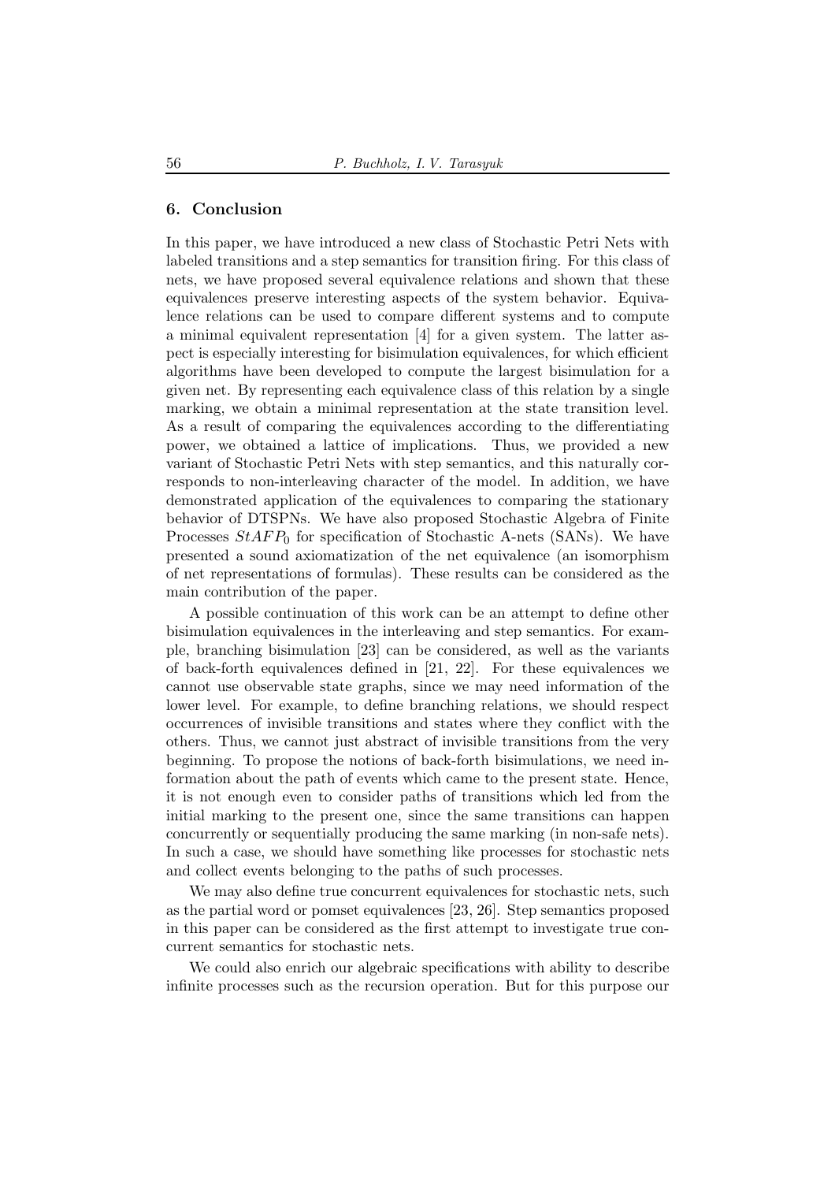## 6. Conclusion

In this paper, we have introduced a new class of Stochastic Petri Nets with labeled transitions and a step semantics for transition firing. For this class of nets, we have proposed several equivalence relations and shown that these equivalences preserve interesting aspects of the system behavior. Equivalence relations can be used to compare different systems and to compute a minimal equivalent representation [4] for a given system. The latter aspect is especially interesting for bisimulation equivalences, for which efficient algorithms have been developed to compute the largest bisimulation for a given net. By representing each equivalence class of this relation by a single marking, we obtain a minimal representation at the state transition level. As a result of comparing the equivalences according to the differentiating power, we obtained a lattice of implications. Thus, we provided a new variant of Stochastic Petri Nets with step semantics, and this naturally corresponds to non-interleaving character of the model. In addition, we have demonstrated application of the equivalences to comparing the stationary behavior of DTSPNs. We have also proposed Stochastic Algebra of Finite Processes $StAFP_0$ for specification of Stochastic A-nets (SANs). We have presented a sound axiomatization of the net equivalence (an isomorphism of net representations of formulas). These results can be considered as the main contribution of the paper.

A possible continuation of this work can be an attempt to define other bisimulation equivalences in the interleaving and step semantics. For example, branching bisimulation [23] can be considered, as well as the variants of back-forth equivalences defined in [21, 22]. For these equivalences we cannot use observable state graphs, since we may need information of the lower level. For example, to define branching relations, we should respect occurrences of invisible transitions and states where they conflict with the others. Thus, we cannot just abstract of invisible transitions from the very beginning. To propose the notions of back-forth bisimulations, we need information about the path of events which came to the present state. Hence, it is not enough even to consider paths of transitions which led from the initial marking to the present one, since the same transitions can happen concurrently or sequentially producing the same marking (in non-safe nets). In such a case, we should have something like processes for stochastic nets and collect events belonging to the paths of such processes.

We may also define true concurrent equivalences for stochastic nets, such as the partial word or pomset equivalences [23, 26]. Step semantics proposed in this paper can be considered as the first attempt to investigate true concurrent semantics for stochastic nets.

We could also enrich our algebraic specifications with ability to describe infinite processes such as the recursion operation. But for this purpose our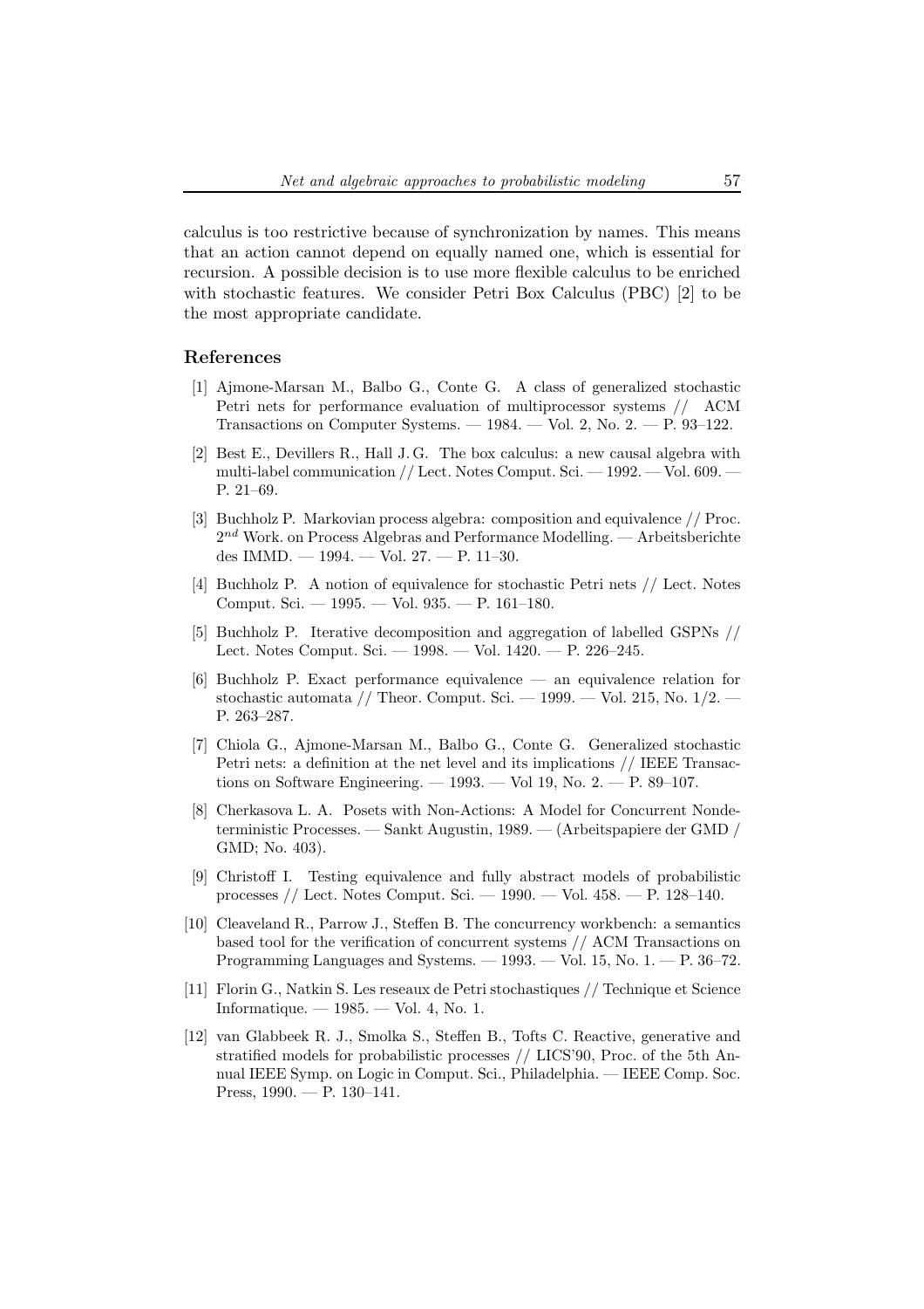calculus is too restrictive because of synchronization by names. This means that an action cannot depend on equally named one, which is essential for recursion. A possible decision is to use more flexible calculus to be enriched with stochastic features. We consider Petri Box Calculus (PBC) [2] to be the most appropriate candidate.

## References

[1] Ajmone-Marsan M., Balbo G., Conte G. A class of generalized stochastic Petri nets for performance evaluation of multiprocessor systems // ACM Transactions on Computer Systems. — 1984. — Vol. 2, No. 2. — P. 93–122.

[2] Best E., Devillers R., Hall J. G. The box calculus: a new causal algebra with multi-label communication // Lect. Notes Comput. Sci. — 1992. — Vol. 609. — P. 21–69.

[3] Buchholz P. Markovian process algebra: composition and equivalence // Proc. $2^{nd}$ Work. on Process Algebras and Performance Modelling. — Arbeitsberichte des IMMD. — 1994. — Vol. 27. — P. 11–30.

[4] Buchholz P. A notion of equivalence for stochastic Petri nets // Lect. Notes Comput. Sci. — 1995. — Vol. 935. — P. 161–180.

[5] Buchholz P. Iterative decomposition and aggregation of labelled GSPNs // Lect. Notes Comput. Sci. — 1998. — Vol. 1420. — P. 226–245.

[6] Buchholz P. Exact performance equivalence — an equivalence relation for stochastic automata // Theor. Comput. Sci. — 1999. — Vol. 215, No. 1/2. — P. 263–287.

[7] Chiola G., Ajmone-Marsan M., Balbo G., Conte G. Generalized stochastic Petri nets: a definition at the net level and its implications // IEEE Transactions on Software Engineering. — 1993. — Vol 19, No. 2. — P. 89–107.

[8] Cherkasova L. A. Posets with Non-Actions: A Model for Concurrent Nondeterministic Processes. — Sankt Augustin, 1989. — (Arbeitspapiere der GMD / GMD; No. 403).

[9] Christoff I. Testing equivalence and fully abstract models of probabilistic processes // Lect. Notes Comput. Sci. — 1990. — Vol. 458. — P. 128–140.

[10] Cleaveland R., Parrow J., Steffen B. The concurrency workbench: a semantics based tool for the verification of concurrent systems // ACM Transactions on Programming Languages and Systems. — 1993. — Vol. 15, No. 1. — P. 36–72.

[11] Florin G., Natkin S. Les reseaux de Petri stochastiques // Technique et Science Informatique. — 1985. — Vol. 4, No. 1.

[12] van Glabbeek R. J., Smolka S., Steffen B., Tofts C. Reactive, generative and stratified models for probabilistic processes // LICS'90, Proc. of the 5th Annual IEEE Symp. on Logic in Comput. Sci., Philadelphia. — IEEE Comp. Soc. Press, 1990. — P. 130–141.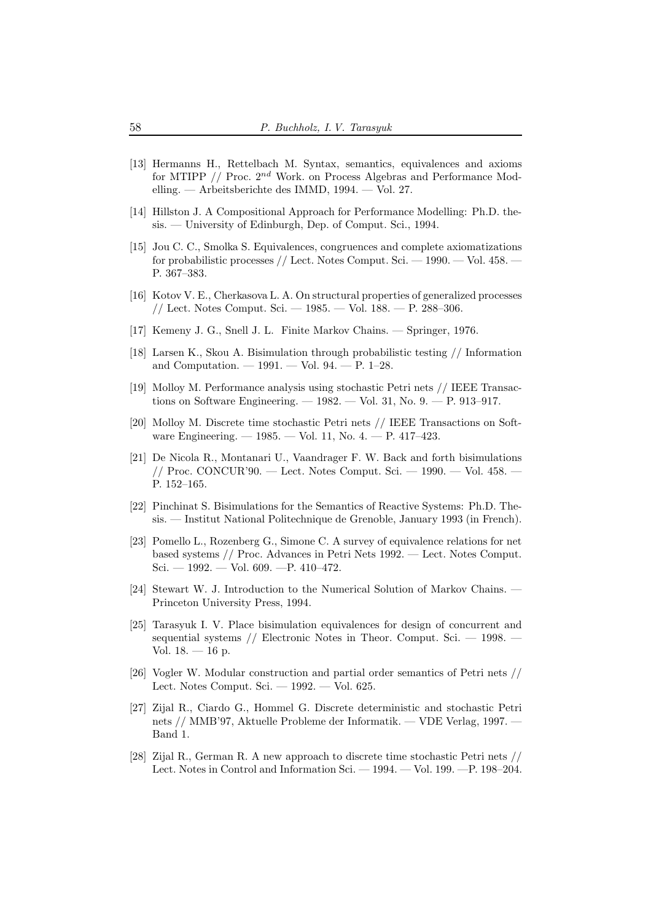[13] Hermanns H., Rettelbach M. Syntax, semantics, equivalences and axioms for MTIPP // Proc. $2^{nd}$ Work. on Process Algebras and Performance Modelling. — Arbeitsberichte des IMMD, 1994. — Vol. 27.

[14] Hillston J. A Compositional Approach for Performance Modelling: Ph.D. thesis. — University of Edinburgh, Dep. of Comput. Sci., 1994.

[15] Jou C. C., Smolka S. Equivalences, congruences and complete axiomatizations for probabilistic processes // Lect. Notes Comput. Sci. — 1990. — Vol. 458. — P. 367–383.

[16] Kotov V. E., Cherkasova L. A. On structural properties of generalized processes // Lect. Notes Comput. Sci. — 1985. — Vol. 188. — P. 288–306.

[17] Kemeny J. G., Snell J. L. Finite Markov Chains. — Springer, 1976.

[18] Larsen K., Skou A. Bisimulation through probabilistic testing // Information and Computation. — 1991. — Vol. 94. — P. 1–28.

[19] Molloy M. Performance analysis using stochastic Petri nets // IEEE Transactions on Software Engineering. — 1982. — Vol. 31, No. 9. — P. 913–917.

[20] Molloy M. Discrete time stochastic Petri nets // IEEE Transactions on Software Engineering. — 1985. — Vol. 11, No. 4. — P. 417–423.

[21] De Nicola R., Montanari U., Vaandrager F. W. Back and forth bisimulations // Proc. CONCUR'90. — Lect. Notes Comput. Sci. — 1990. — Vol. 458. — P. 152–165.

[22] Pinchinat S. Bisimulations for the Semantics of Reactive Systems: Ph.D. Thesis. — Institut National Politechnique de Grenoble, January 1993 (in French).

[23] Pomello L., Rozenberg G., Simone C. A survey of equivalence relations for net based systems // Proc. Advances in Petri Nets 1992. — Lect. Notes Comput. Sci. — 1992. — Vol. 609. —P. 410–472.

[24] Stewart W. J. Introduction to the Numerical Solution of Markov Chains. — Princeton University Press, 1994.

[25] Tarasyuk I. V. Place bisimulation equivalences for design of concurrent and sequential systems // Electronic Notes in Theor. Comput. Sci. — 1998. — Vol. 18. — 16 p.

[26] Vogler W. Modular construction and partial order semantics of Petri nets // Lect. Notes Comput. Sci. — 1992. — Vol. 625.

[27] Zijal R., Ciardo G., Hommel G. Discrete deterministic and stochastic Petri nets // MMB'97, Aktuelle Probleme der Informatik. — VDE Verlag, 1997. — Band 1.

[28] Zijal R., German R. A new approach to discrete time stochastic Petri nets // Lect. Notes in Control and Information Sci. — 1994. — Vol. 199. —P. 198–204.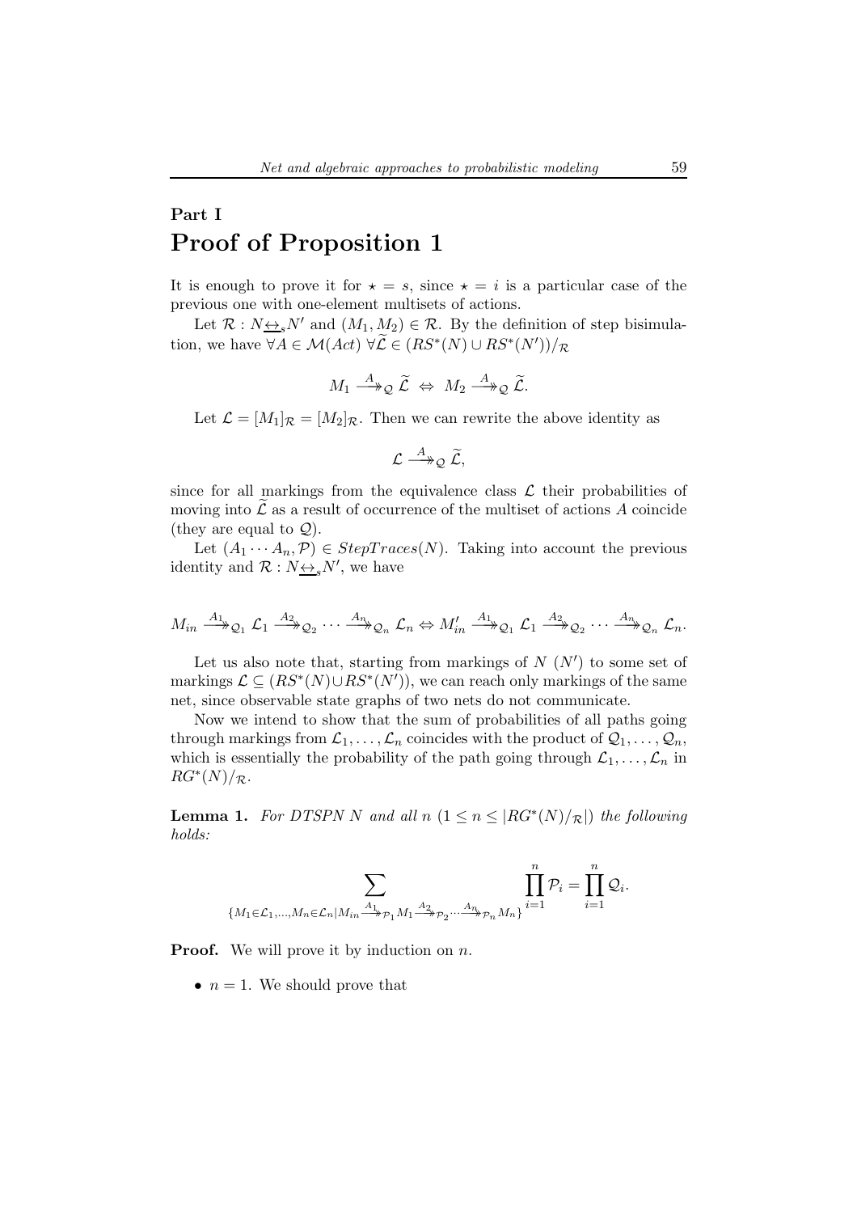# Part I

# Proof of Proposition 1

It is enough to prove it for $\star = s$, since $\star = i$ is a particular case of the previous one with one-element multisets of actions.

Let $\mathcal{R} : N \underline{\leftrightarrow}_s N'$ and $(M_1, M_2) \in \mathcal{R}$. By the definition of step bisimulation, we have $\forall A \in \mathcal{M}(Act)\ \forall \widetilde{\mathcal{L}} \in (RS^*(N) \cup RS^*(N'))/_{\mathcal{R}}$

$$M_1 \xrightarrow{A}\!\!\!\!\rightarrow_{\mathcal{Q}} \widetilde{\mathcal{L}} \ \Leftrightarrow\ M_2 \xrightarrow{A}\!\!\!\!\rightarrow_{\mathcal{Q}} \widetilde{\mathcal{L}}.$$

Let $\mathcal{L} = [M_1]_{\mathcal{R}} = [M_2]_{\mathcal{R}}$. Then we can rewrite the above identity as

$$\mathcal{L} \xrightarrow{A}\!\!\!\!\rightarrow_{\mathcal{Q}} \widetilde{\mathcal{L}},$$

since for all markings from the equivalence class $\mathcal{L}$ their probabilities of moving into $\widetilde{\mathcal{L}}$ as a result of occurrence of the multiset of actions $A$ coincide (they are equal to $\mathcal{Q}$).

Let $(A_1 \cdots A_n, \mathcal{P}) \in StepTraces(N)$. Taking into account the previous identity and $\mathcal{R} : N \underline{\leftrightarrow}_s N'$, we have

$$M_{in} \xrightarrow{A_1}\!\!\!\!\rightarrow_{\mathcal{Q}_1} \mathcal{L}_1 \xrightarrow{A_2}\!\!\!\!\rightarrow_{\mathcal{Q}_2} \cdots \xrightarrow{A_n}\!\!\!\!\rightarrow_{\mathcal{Q}_n} \mathcal{L}_n \Leftrightarrow M'_{in} \xrightarrow{A_1}\!\!\!\!\rightarrow_{\mathcal{Q}_1} \mathcal{L}_1 \xrightarrow{A_2}\!\!\!\!\rightarrow_{\mathcal{Q}_2} \cdots \xrightarrow{A_n}\!\!\!\!\rightarrow_{\mathcal{Q}_n} \mathcal{L}_n.$$

Let us also note that, starting from markings of $N$ ($N'$) to some set of markings $\mathcal{L} \subseteq (RS^*(N) \cup RS^*(N'))$, we can reach only markings of the same net, since observable state graphs of two nets do not communicate.

Now we intend to show that the sum of probabilities of all paths going through markings from $\mathcal{L}_1, \ldots, \mathcal{L}_n$ coincides with the product of $\mathcal{Q}_1, \ldots, \mathcal{Q}_n$, which is essentially the probability of the path going through $\mathcal{L}_1, \ldots, \mathcal{L}_n$ in $RG^*(N)/_{\mathcal{R}}$.

**Lemma 1.** *For DTSPN $N$ and all $n$ $(1 \leq n \leq |RG^*(N)/_{\mathcal{R}}|)$ the following holds:*

$$\sum_{\{M_1 \in \mathcal{L}_1, \ldots, M_n \in \mathcal{L}_n \mid M_{in} \xrightarrow{A_1}\!\!\!\rightarrow_{\mathcal{P}_1} M_1 \xrightarrow{A_2}\!\!\!\rightarrow_{\mathcal{P}_2} \cdots \xrightarrow{A_n}\!\!\!\rightarrow_{\mathcal{P}_n} M_n\}} \prod_{i=1}^{n} \mathcal{P}_i = \prod_{i=1}^{n} \mathcal{Q}_i.$$

**Proof.** We will prove it by induction on $n$.

- $n = 1$. We should prove that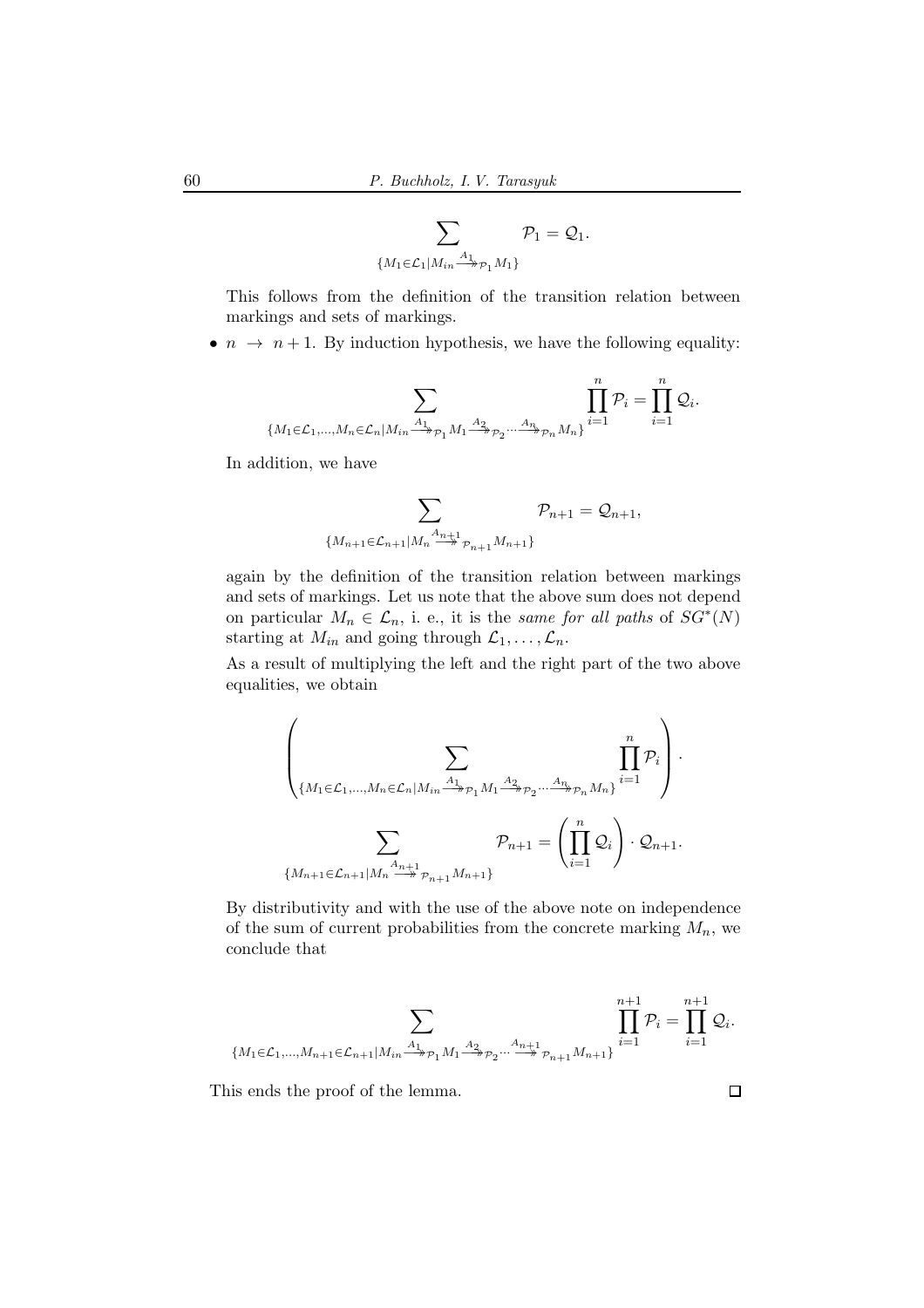$$\sum_{\{M_1 \in \mathcal{L}_1 | M_{in} \xrightarrow{A_1}\!\!\!\!\rightarrow_{\mathcal{P}_1} M_1\}} \mathcal{P}_1 = \mathcal{Q}_1.$$

This follows from the definition of the transition relation between markings and sets of markings.

- $n \rightarrow n+1$. By induction hypothesis, we have the following equality:

$$\sum_{\{M_1 \in \mathcal{L}_1, \dots, M_n \in \mathcal{L}_n | M_{in} \xrightarrow{A_1}\!\!\!\!\rightarrow_{\mathcal{P}_1} M_1 \xrightarrow{A_2}\!\!\!\!\rightarrow_{\mathcal{P}_2} \cdots \xrightarrow{A_n}\!\!\!\!\rightarrow_{\mathcal{P}_n} M_n\}} \prod_{i=1}^{n} \mathcal{P}_i = \prod_{i=1}^{n} \mathcal{Q}_i.$$

  In addition, we have

$$\sum_{\{M_{n+1} \in \mathcal{L}_{n+1} | M_n \xrightarrow{A_{n+1}}\!\!\!\!\rightarrow_{\mathcal{P}_{n+1}} M_{n+1}\}} \mathcal{P}_{n+1} = \mathcal{Q}_{n+1},$$

  again by the definition of the transition relation between markings and sets of markings. Let us note that the above sum does not depend on particular $M_n \in \mathcal{L}_n$, i. e., it is the *same for all paths* of $SG^*(N)$ starting at $M_{in}$ and going through $\mathcal{L}_1, \dots, \mathcal{L}_n$.

  As a result of multiplying the left and the right part of the two above equalities, we obtain

$$\left( \sum_{\{M_1 \in \mathcal{L}_1, \dots, M_n \in \mathcal{L}_n | M_{in} \xrightarrow{A_1}\!\!\!\!\rightarrow_{\mathcal{P}_1} M_1 \xrightarrow{A_2}\!\!\!\!\rightarrow_{\mathcal{P}_2} \cdots \xrightarrow{A_n}\!\!\!\!\rightarrow_{\mathcal{P}_n} M_n\}} \prod_{i=1}^{n} \mathcal{P}_i \right) \cdot$$

$$\sum_{\{M_{n+1} \in \mathcal{L}_{n+1} | M_n \xrightarrow{A_{n+1}}\!\!\!\!\rightarrow_{\mathcal{P}_{n+1}} M_{n+1}\}} \mathcal{P}_{n+1} = \left( \prod_{i=1}^{n} \mathcal{Q}_i \right) \cdot \mathcal{Q}_{n+1}.$$

  By distributivity and with the use of the above note on independence of the sum of current probabilities from the concrete marking $M_n$, we conclude that

$$\sum_{\{M_1 \in \mathcal{L}_1, \dots, M_{n+1} \in \mathcal{L}_{n+1} | M_{in} \xrightarrow{A_1}\!\!\!\!\rightarrow_{\mathcal{P}_1} M_1 \xrightarrow{A_2}\!\!\!\!\rightarrow_{\mathcal{P}_2} \cdots \xrightarrow{A_{n+1}}\!\!\!\!\rightarrow_{\mathcal{P}_{n+1}} M_{n+1}\}} \prod_{i=1}^{n+1} \mathcal{P}_i = \prod_{i=1}^{n+1} \mathcal{Q}_i.$$

This ends the proof of the lemma. □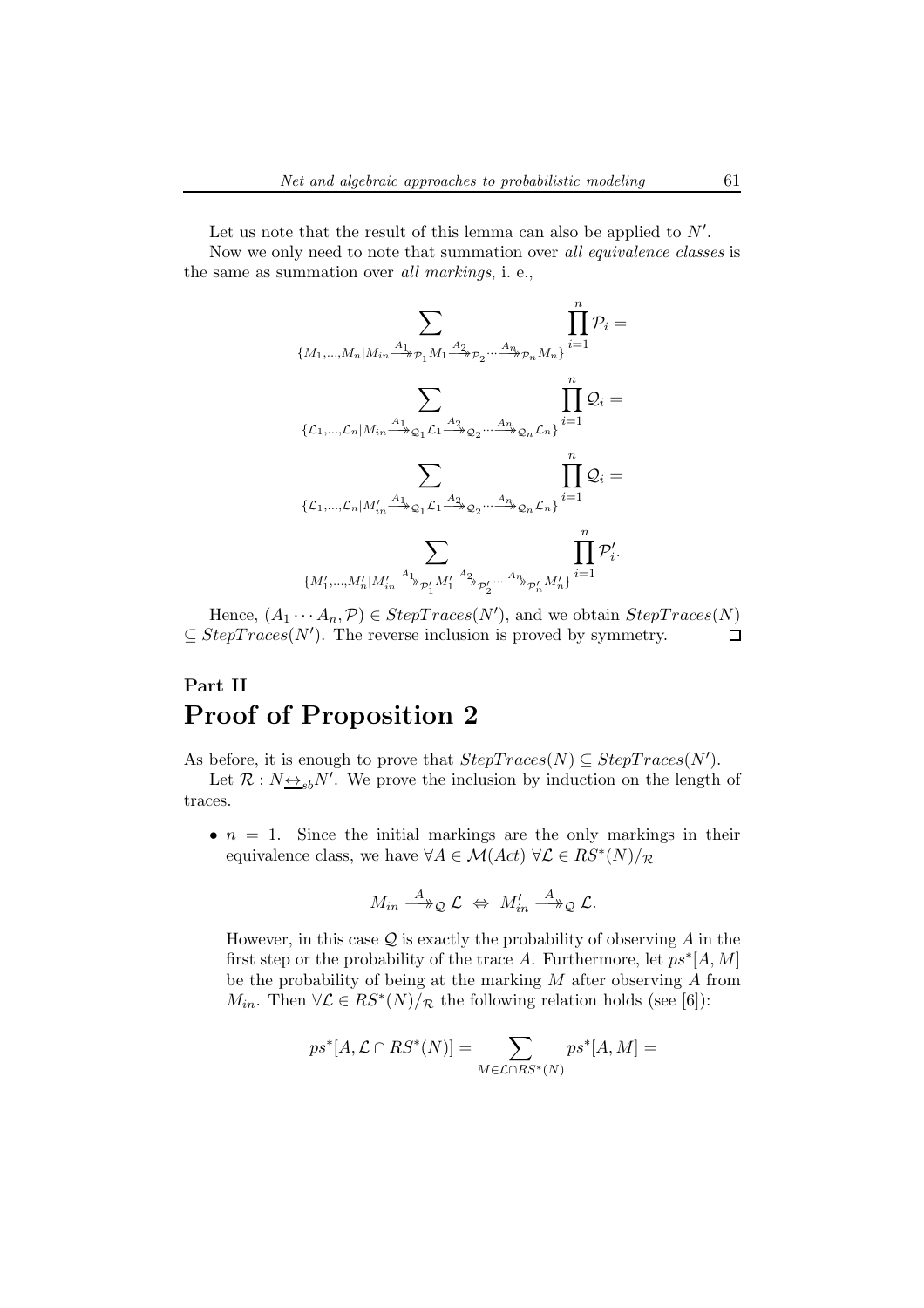Let us note that the result of this lemma can also be applied to $N'$.

Now we only need to note that summation over *all equivalence classes* is the same as summation over *all markings*, i. e.,

$$\sum_{\{M_1,\ldots,M_n | M_{in} \xrightarrow{A_1}\!\!\!\!\rightarrow_{\mathcal{P}_1} M_1 \xrightarrow{A_2}\!\!\!\!\rightarrow_{\mathcal{P}_2} \cdots \xrightarrow{A_n}\!\!\!\!\rightarrow_{\mathcal{P}_n} M_n\}} \prod_{i=1}^{n} \mathcal{P}_i =$$

$$\sum_{\{\mathcal{L}_1,\ldots,\mathcal{L}_n | M_{in} \xrightarrow{A_1}\!\!\!\!\rightarrow_{\mathcal{Q}_1} \mathcal{L}_1 \xrightarrow{A_2}\!\!\!\!\rightarrow_{\mathcal{Q}_2} \cdots \xrightarrow{A_n}\!\!\!\!\rightarrow_{\mathcal{Q}_n} \mathcal{L}_n\}} \prod_{i=1}^{n} \mathcal{Q}_i =$$

$$\sum_{\{\mathcal{L}_1,\ldots,\mathcal{L}_n | M'_{in} \xrightarrow{A_1}\!\!\!\!\rightarrow_{\mathcal{Q}_1} \mathcal{L}_1 \xrightarrow{A_2}\!\!\!\!\rightarrow_{\mathcal{Q}_2} \cdots \xrightarrow{A_n}\!\!\!\!\rightarrow_{\mathcal{Q}_n} \mathcal{L}_n\}} \prod_{i=1}^{n} \mathcal{Q}_i =$$

$$\sum_{\{M'_1,\ldots,M'_n | M'_{in} \xrightarrow{A_1}\!\!\!\!\rightarrow_{\mathcal{P}'_1} M'_1 \xrightarrow{A_2}\!\!\!\!\rightarrow_{\mathcal{P}'_2} \cdots \xrightarrow{A_n}\!\!\!\!\rightarrow_{\mathcal{P}'_n} M'_n\}} \prod_{i=1}^{n} \mathcal{P}'_i.$$

Hence, $(A_1 \cdots A_n, \mathcal{P}) \in StepTraces(N')$, and we obtain $StepTraces(N) \subseteq StepTraces(N')$. The reverse inclusion is proved by symmetry. $\square$

# Part II

# Proof of Proposition 2

As before, it is enough to prove that $StepTraces(N) \subseteq StepTraces(N')$.

Let $\mathcal{R} : N \underline{\leftrightarrow}_{sb} N'$. We prove the inclusion by induction on the length of traces.

- $n = 1$. Since the initial markings are the only markings in their equivalence class, we have $\forall A \in \mathcal{M}(Act)\ \forall \mathcal{L} \in RS^*(N)/_{\mathcal{R}}$

  $$M_{in} \xrightarrow{A}\!\!\!\!\rightarrow_{\mathcal{Q}} \mathcal{L} \ \Leftrightarrow\ M'_{in} \xrightarrow{A}\!\!\!\!\rightarrow_{\mathcal{Q}} \mathcal{L}.$$

  However, in this case $\mathcal{Q}$ is exactly the probability of observing $A$ in the first step or the probability of the trace $A$. Furthermore, let $ps^*[A, M]$ be the probability of being at the marking $M$ after observing $A$ from $M_{in}$. Then $\forall \mathcal{L} \in RS^*(N)/_{\mathcal{R}}$ the following relation holds (see [6]):

  $$ps^*[A, \mathcal{L} \cap RS^*(N)] = \sum_{M \in \mathcal{L} \cap RS^*(N)} ps^*[A, M] =$$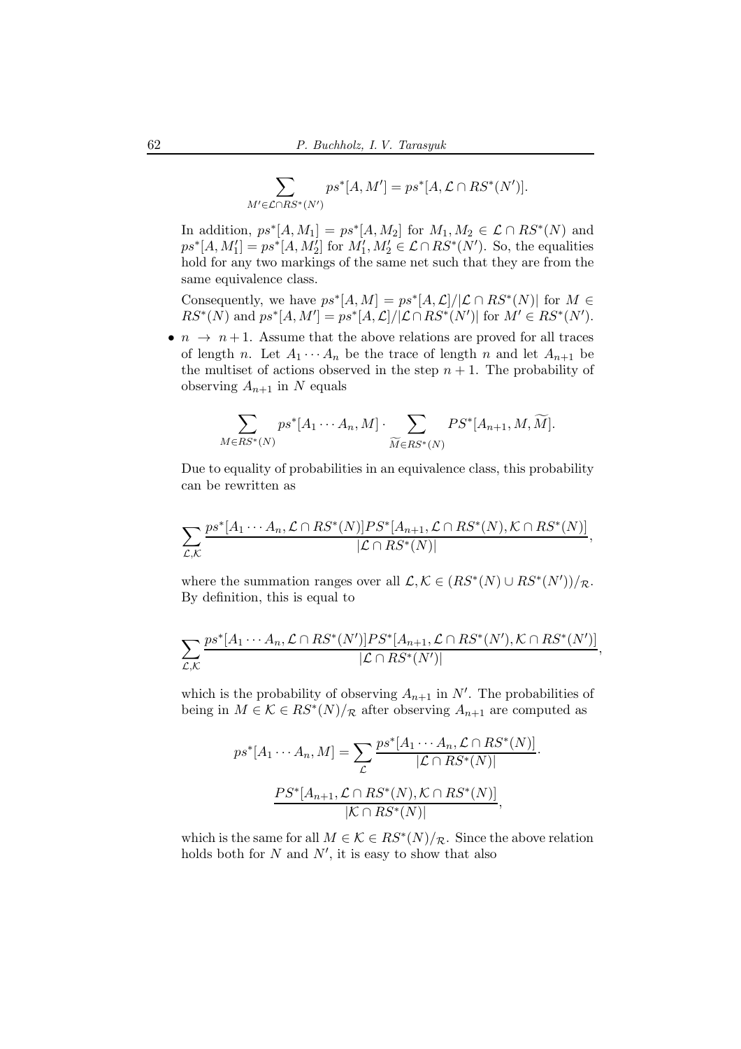$$\sum_{M' \in \mathcal{L} \cap RS^*(N')} ps^*[A, M'] = ps^*[A, \mathcal{L} \cap RS^*(N')].$$

In addition, $ps^*[A, M_1] = ps^*[A, M_2]$ for $M_1, M_2 \in \mathcal{L} \cap RS^*(N)$ and $ps^*[A, M_1'] = ps^*[A, M_2']$ for $M_1', M_2' \in \mathcal{L} \cap RS^*(N')$. So, the equalities hold for any two markings of the same net such that they are from the same equivalence class.

Consequently, we have $ps^*[A, M] = ps^*[A, \mathcal{L}]/|\mathcal{L} \cap RS^*(N)|$ for $M \in RS^*(N)$ and $ps^*[A, M'] = ps^*[A, \mathcal{L}]/|\mathcal{L} \cap RS^*(N')|$ for $M' \in RS^*(N')$.

- $n \to n+1$. Assume that the above relations are proved for all traces of length $n$. Let $A_1 \cdots A_n$ be the trace of length $n$ and let $A_{n+1}$ be the multiset of actions observed in the step $n+1$. The probability of observing $A_{n+1}$ in $N$ equals

$$\sum_{M \in RS^*(N)} ps^*[A_1 \cdots A_n, M] \cdot \sum_{\widetilde{M} \in RS^*(N)} PS^*[A_{n+1}, M, \widetilde{M}].$$

Due to equality of probabilities in an equivalence class, this probability can be rewritten as

$$\sum_{\mathcal{L},\mathcal{K}} \frac{ps^*[A_1 \cdots A_n, \mathcal{L} \cap RS^*(N)] PS^*[A_{n+1}, \mathcal{L} \cap RS^*(N), \mathcal{K} \cap RS^*(N)]}{|\mathcal{L} \cap RS^*(N)|},$$

where the summation ranges over all $\mathcal{L}, \mathcal{K} \in (RS^*(N) \cup RS^*(N'))/_{\mathcal{R}}$. By definition, this is equal to

$$\sum_{\mathcal{L},\mathcal{K}} \frac{ps^*[A_1 \cdots A_n, \mathcal{L} \cap RS^*(N')] PS^*[A_{n+1}, \mathcal{L} \cap RS^*(N'), \mathcal{K} \cap RS^*(N')]}{|\mathcal{L} \cap RS^*(N')|},$$

which is the probability of observing $A_{n+1}$ in $N'$. The probabilities of being in $M \in \mathcal{K} \in RS^*(N)/_{\mathcal{R}}$ after observing $A_{n+1}$ are computed as

$$ps^*[A_1 \cdots A_n, M] = \sum_{\mathcal{L}} \frac{ps^*[A_1 \cdots A_n, \mathcal{L} \cap RS^*(N)]}{|\mathcal{L} \cap RS^*(N)|} \cdot$$

$$\frac{PS^*[A_{n+1}, \mathcal{L} \cap RS^*(N), \mathcal{K} \cap RS^*(N)]}{|\mathcal{K} \cap RS^*(N)|},$$

which is the same for all $M \in \mathcal{K} \in RS^*(N)/_{\mathcal{R}}$. Since the above relation holds both for $N$ and $N'$, it is easy to show that also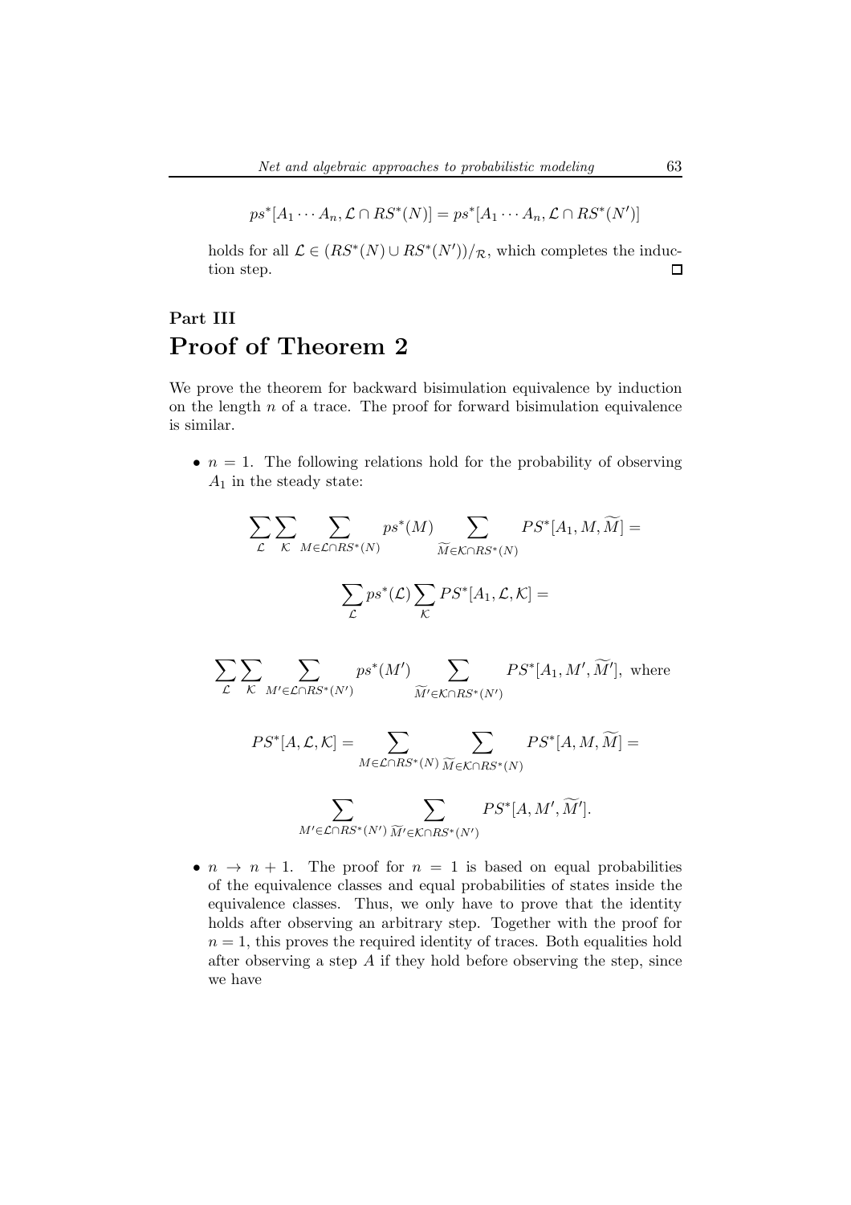$$ps^*[A_1 \cdots A_n, \mathcal{L} \cap RS^*(N)] = ps^*[A_1 \cdots A_n, \mathcal{L} \cap RS^*(N')]$$

holds for all $\mathcal{L} \in (RS^*(N) \cup RS^*(N'))/_{\mathcal{R}}$, which completes the induction step. □

# Part III
# Proof of Theorem 2

We prove the theorem for backward bisimulation equivalence by induction on the length $n$ of a trace. The proof for forward bisimulation equivalence is similar.

- $n = 1$. The following relations hold for the probability of observing $A_1$ in the steady state:

$$\sum_{\mathcal{L}} \sum_{\mathcal{K}} \sum_{M \in \mathcal{L} \cap RS^*(N)} ps^*(M) \sum_{\widetilde{M} \in \mathcal{K} \cap RS^*(N)} PS^*[A_1, M, \widetilde{M}] =$$

$$\sum_{\mathcal{L}} ps^*(\mathcal{L}) \sum_{\mathcal{K}} PS^*[A_1, \mathcal{L}, \mathcal{K}] =$$

$$\sum_{\mathcal{L}} \sum_{\mathcal{K}} \sum_{M' \in \mathcal{L} \cap RS^*(N')} ps^*(M') \sum_{\widetilde{M}' \in \mathcal{K} \cap RS^*(N')} PS^*[A_1, M', \widetilde{M}'], \text{ where}$$

$$PS^*[A, \mathcal{L}, \mathcal{K}] = \sum_{M \in \mathcal{L} \cap RS^*(N)} \sum_{\widetilde{M} \in \mathcal{K} \cap RS^*(N)} PS^*[A, M, \widetilde{M}] =$$

$$\sum_{M' \in \mathcal{L} \cap RS^*(N')} \sum_{\widetilde{M}' \in \mathcal{K} \cap RS^*(N')} PS^*[A, M', \widetilde{M}'].$$

- $n \to n + 1$. The proof for $n = 1$ is based on equal probabilities of the equivalence classes and equal probabilities of states inside the equivalence classes. Thus, we only have to prove that the identity holds after observing an arbitrary step. Together with the proof for $n = 1$, this proves the required identity of traces. Both equalities hold after observing a step $A$ if they hold before observing the step, since we have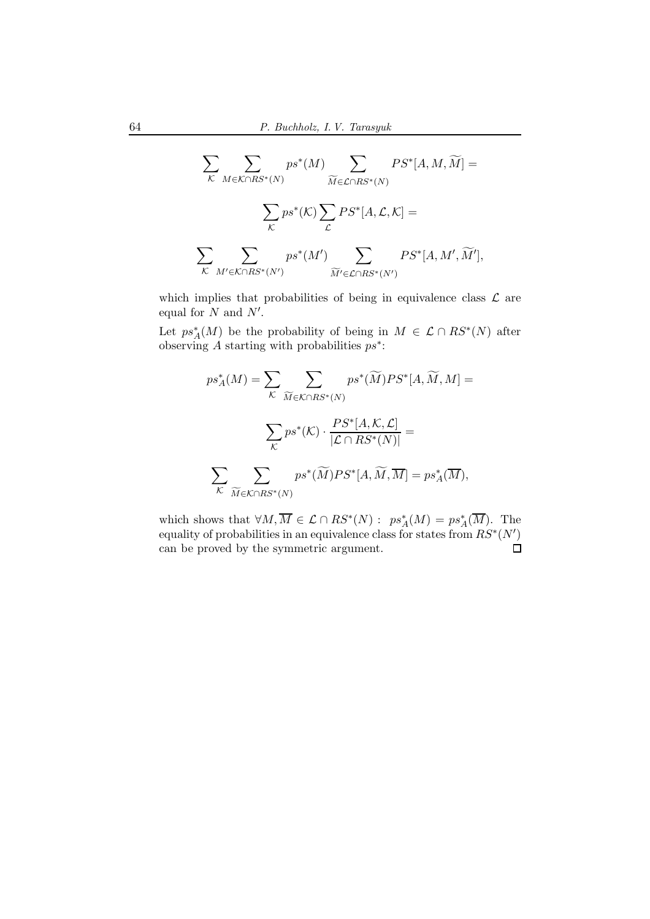$$\sum_{\mathcal{K}} \sum_{M \in \mathcal{K} \cap RS^*(N)} ps^*(M) \sum_{\widetilde{M} \in \mathcal{L} \cap RS^*(N)} PS^*[A, M, \widetilde{M}] =$$

$$\sum_{\mathcal{K}} ps^*(\mathcal{K}) \sum_{\mathcal{L}} PS^*[A, \mathcal{L}, \mathcal{K}] =$$

$$\sum_{\mathcal{K}} \sum_{M' \in \mathcal{K} \cap RS^*(N')} ps^*(M') \sum_{\widetilde{M}' \in \mathcal{L} \cap RS^*(N')} PS^*[A, M', \widetilde{M}'],$$

which implies that probabilities of being in equivalence class $\mathcal{L}$ are equal for $N$ and $N'$.

Let $ps^*_A(M)$ be the probability of being in $M \in \mathcal{L} \cap RS^*(N)$ after observing $A$ starting with probabilities $ps^*$:

$$ps^*_A(M) = \sum_{\mathcal{K}} \sum_{\widetilde{M} \in \mathcal{K} \cap RS^*(N)} ps^*(\widetilde{M}) PS^*[A, \widetilde{M}, M] =$$

$$\sum_{\mathcal{K}} ps^*(\mathcal{K}) \cdot \frac{PS^*[A, \mathcal{K}, \mathcal{L}]}{|\mathcal{L} \cap RS^*(N)|} =$$

$$\sum_{\mathcal{K}} \sum_{\widetilde{M} \in \mathcal{K} \cap RS^*(N)} ps^*(\widetilde{M}) PS^*[A, \widetilde{M}, \overline{M}] = ps^*_A(\overline{M}),$$

which shows that $\forall M, \overline{M} \in \mathcal{L} \cap RS^*(N) : \; ps^*_A(M) = ps^*_A(\overline{M})$. The equality of probabilities in an equivalence class for states from $RS^*(N')$ can be proved by the symmetric argument. $\square$